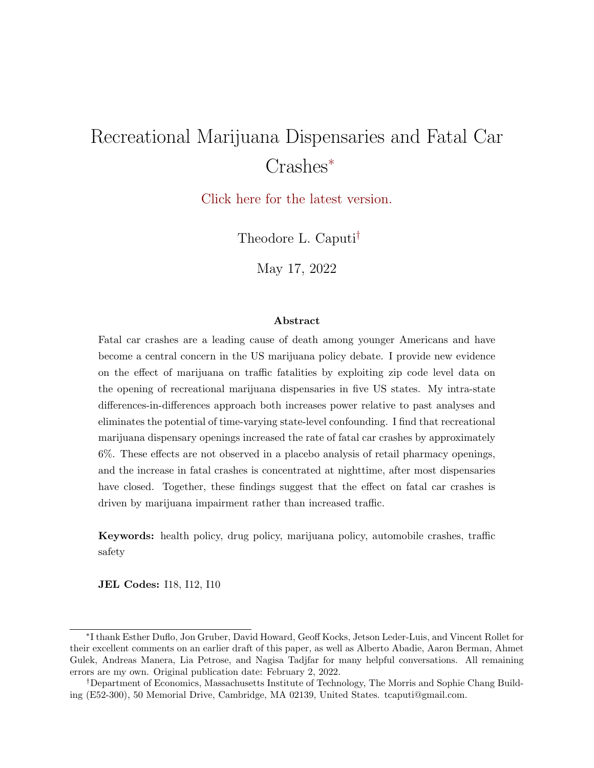# Recreational Marijuana Dispensaries and Fatal Car Crashes*

Click here for the latest version.

Theodore L. Caputi†

May 17, 2022

**Abstract**

Fatal car crashes are a leading cause of death among younger Americans and have become a central concern in the US marijuana policy debate. I provide new evidence on the effect of marijuana on traffic fatalities by exploiting zip code level data on the opening of recreational marijuana dispensaries in five US states. My intra-state differences-in-differences approach both increases power relative to past analyses and eliminates the potential of time-varying state-level confounding. I find that recreational marijuana dispensary openings increased the rate of fatal car crashes by approximately 6%. These effects are not observed in a placebo analysis of retail pharmacy openings, and the increase in fatal crashes is concentrated at nighttime, after most dispensaries have closed. Together, these findings suggest that the effect on fatal car crashes is driven by marijuana impairment rather than increased traffic.

**Keywords:** health policy, drug policy, marijuana policy, automobile crashes, traffic safety

**JEL Codes:** I18, I12, I10

---

*I thank Esther Duflo, Jon Gruber, David Howard, Geoff Kocks, Jetson Leder-Luis, and Vincent Rollet for their excellent comments on an earlier draft of this paper, as well as Alberto Abadie, Aaron Berman, Ahmet Gulek, Andreas Manera, Lia Petrose, and Nagisa Tadjfar for many helpful conversations. All remaining errors are my own. Original publication date: February 2, 2022.

†Department of Economics, Massachusetts Institute of Technology, The Morris and Sophie Chang Building (E52-300), 50 Memorial Drive, Cambridge, MA 02139, United States. tcaputi@gmail.com.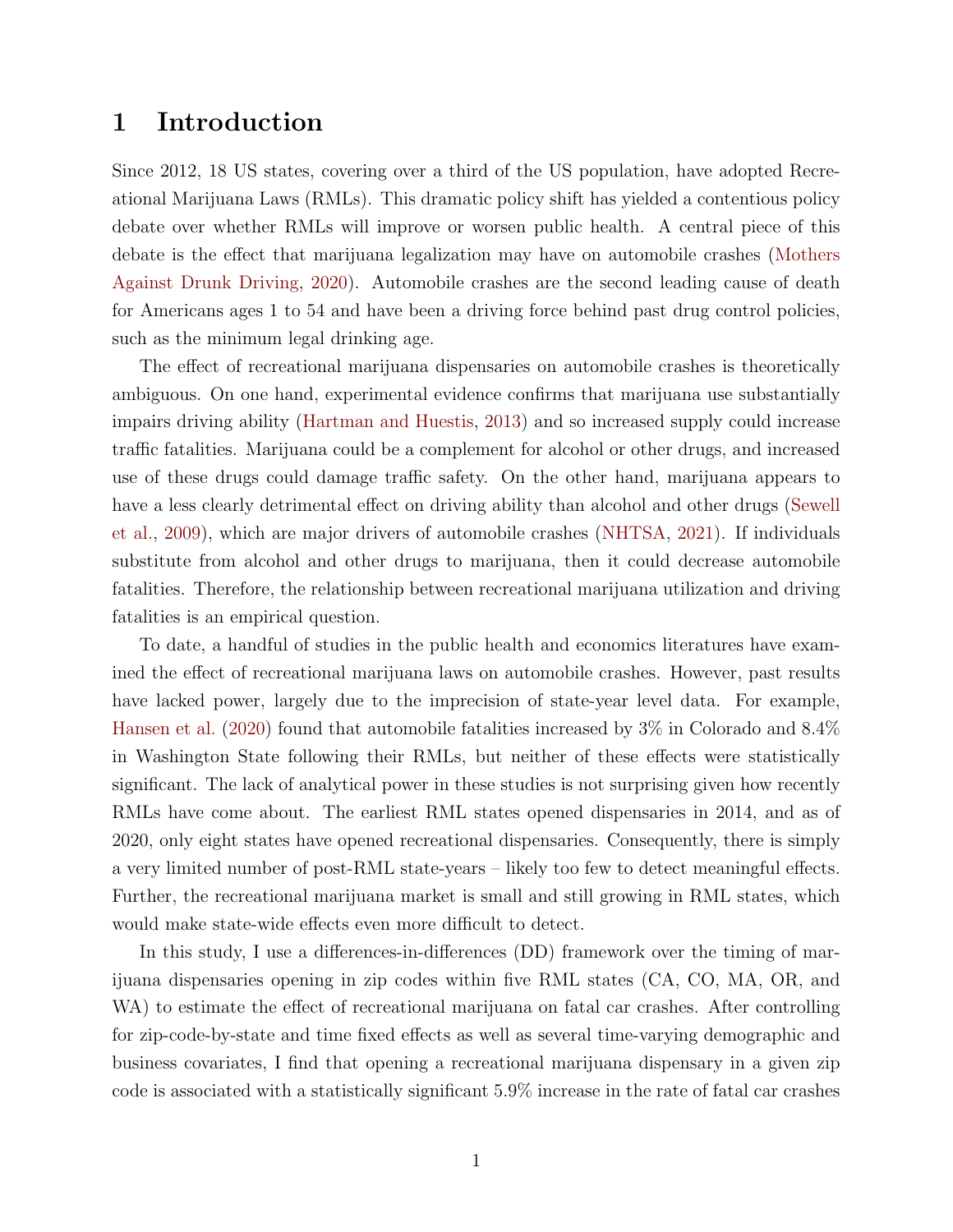# 1 Introduction

Since 2012, 18 US states, covering over a third of the US population, have adopted Recreational Marijuana Laws (RMLs). This dramatic policy shift has yielded a contentious policy debate over whether RMLs will improve or worsen public health. A central piece of this debate is the effect that marijuana legalization may have on automobile crashes (Mothers Against Drunk Driving, 2020). Automobile crashes are the second leading cause of death for Americans ages 1 to 54 and have been a driving force behind past drug control policies, such as the minimum legal drinking age.

The effect of recreational marijuana dispensaries on automobile crashes is theoretically ambiguous. On one hand, experimental evidence confirms that marijuana use substantially impairs driving ability (Hartman and Huestis, 2013) and so increased supply could increase traffic fatalities. Marijuana could be a complement for alcohol or other drugs, and increased use of these drugs could damage traffic safety. On the other hand, marijuana appears to have a less clearly detrimental effect on driving ability than alcohol and other drugs (Sewell et al., 2009), which are major drivers of automobile crashes (NHTSA, 2021). If individuals substitute from alcohol and other drugs to marijuana, then it could decrease automobile fatalities. Therefore, the relationship between recreational marijuana utilization and driving fatalities is an empirical question.

To date, a handful of studies in the public health and economics literatures have examined the effect of recreational marijuana laws on automobile crashes. However, past results have lacked power, largely due to the imprecision of state-year level data. For example, Hansen et al. (2020) found that automobile fatalities increased by 3% in Colorado and 8.4% in Washington State following their RMLs, but neither of these effects were statistically significant. The lack of analytical power in these studies is not surprising given how recently RMLs have come about. The earliest RML states opened dispensaries in 2014, and as of 2020, only eight states have opened recreational dispensaries. Consequently, there is simply a very limited number of post-RML state-years – likely too few to detect meaningful effects. Further, the recreational marijuana market is small and still growing in RML states, which would make state-wide effects even more difficult to detect.

In this study, I use a differences-in-differences (DD) framework over the timing of marijuana dispensaries opening in zip codes within five RML states (CA, CO, MA, OR, and WA) to estimate the effect of recreational marijuana on fatal car crashes. After controlling for zip-code-by-state and time fixed effects as well as several time-varying demographic and business covariates, I find that opening a recreational marijuana dispensary in a given zip code is associated with a statistically significant 5.9% increase in the rate of fatal car crashes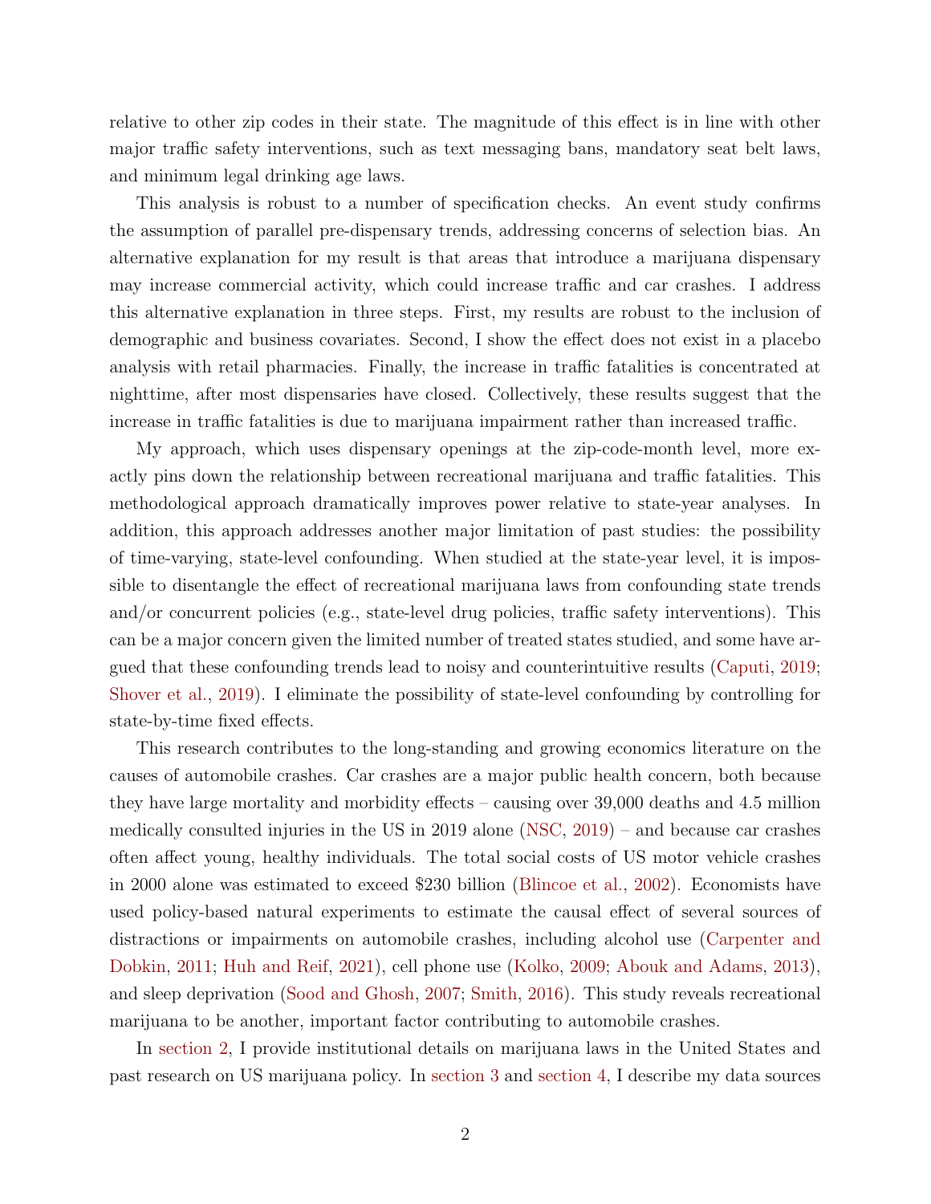relative to other zip codes in their state. The magnitude of this effect is in line with other major traffic safety interventions, such as text messaging bans, mandatory seat belt laws, and minimum legal drinking age laws.

This analysis is robust to a number of specification checks. An event study confirms the assumption of parallel pre-dispensary trends, addressing concerns of selection bias. An alternative explanation for my result is that areas that introduce a marijuana dispensary may increase commercial activity, which could increase traffic and car crashes. I address this alternative explanation in three steps. First, my results are robust to the inclusion of demographic and business covariates. Second, I show the effect does not exist in a placebo analysis with retail pharmacies. Finally, the increase in traffic fatalities is concentrated at nighttime, after most dispensaries have closed. Collectively, these results suggest that the increase in traffic fatalities is due to marijuana impairment rather than increased traffic.

My approach, which uses dispensary openings at the zip-code-month level, more exactly pins down the relationship between recreational marijuana and traffic fatalities. This methodological approach dramatically improves power relative to state-year analyses. In addition, this approach addresses another major limitation of past studies: the possibility of time-varying, state-level confounding. When studied at the state-year level, it is impossible to disentangle the effect of recreational marijuana laws from confounding state trends and/or concurrent policies (e.g., state-level drug policies, traffic safety interventions). This can be a major concern given the limited number of treated states studied, and some have argued that these confounding trends lead to noisy and counterintuitive results (Caputi, 2019; Shover et al., 2019). I eliminate the possibility of state-level confounding by controlling for state-by-time fixed effects.

This research contributes to the long-standing and growing economics literature on the causes of automobile crashes. Car crashes are a major public health concern, both because they have large mortality and morbidity effects – causing over 39,000 deaths and 4.5 million medically consulted injuries in the US in 2019 alone (NSC, 2019) – and because car crashes often affect young, healthy individuals. The total social costs of US motor vehicle crashes in 2000 alone was estimated to exceed $230 billion (Blincoe et al., 2002). Economists have used policy-based natural experiments to estimate the causal effect of several sources of distractions or impairments on automobile crashes, including alcohol use (Carpenter and Dobkin, 2011; Huh and Reif, 2021), cell phone use (Kolko, 2009; Abouk and Adams, 2013), and sleep deprivation (Sood and Ghosh, 2007; Smith, 2016). This study reveals recreational marijuana to be another, important factor contributing to automobile crashes.

In section 2, I provide institutional details on marijuana laws in the United States and past research on US marijuana policy. In section 3 and section 4, I describe my data sources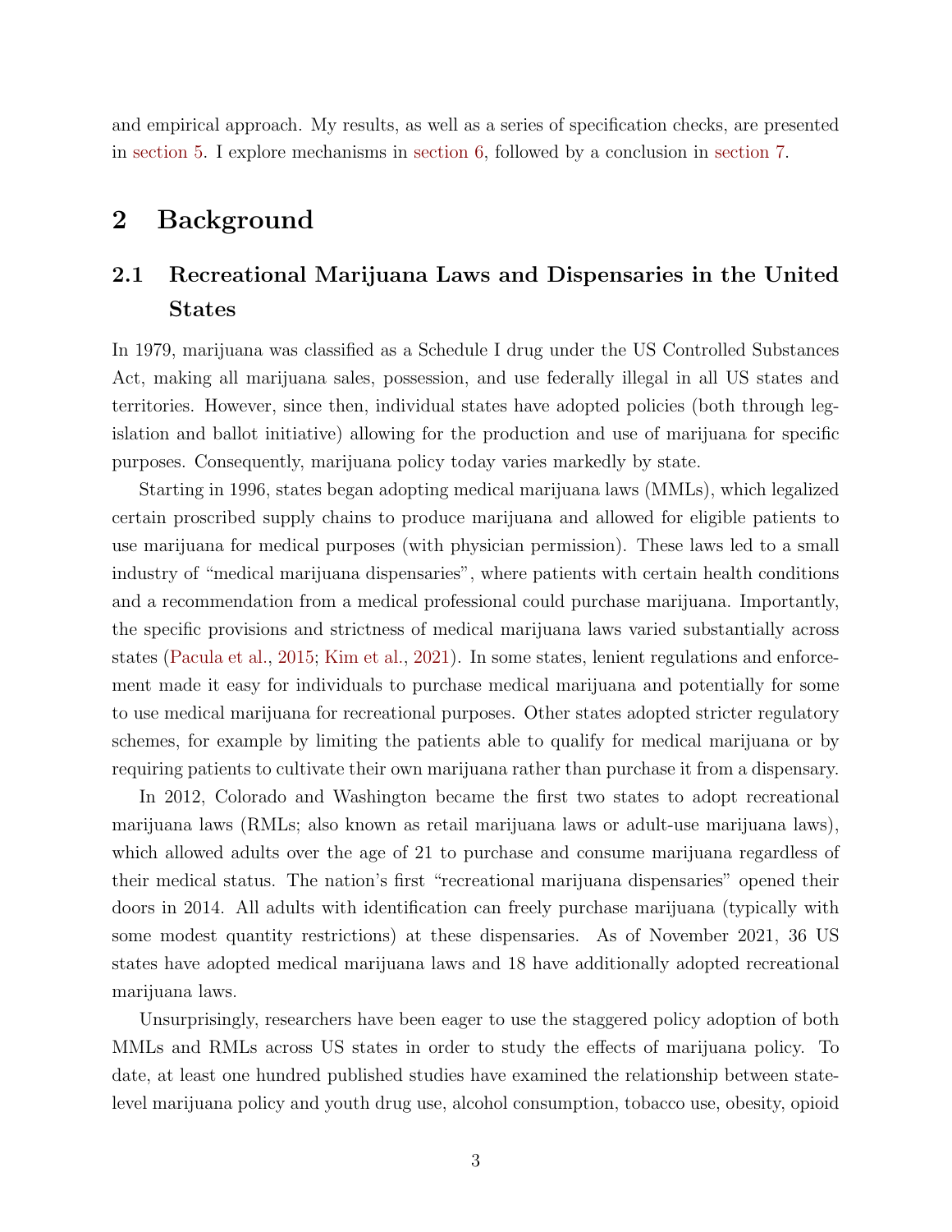and empirical approach. My results, as well as a series of specification checks, are presented in section 5. I explore mechanisms in section 6, followed by a conclusion in section 7.

# 2 Background

## 2.1 Recreational Marijuana Laws and Dispensaries in the United States

In 1979, marijuana was classified as a Schedule I drug under the US Controlled Substances Act, making all marijuana sales, possession, and use federally illegal in all US states and territories. However, since then, individual states have adopted policies (both through legislation and ballot initiative) allowing for the production and use of marijuana for specific purposes. Consequently, marijuana policy today varies markedly by state.

Starting in 1996, states began adopting medical marijuana laws (MMLs), which legalized certain proscribed supply chains to produce marijuana and allowed for eligible patients to use marijuana for medical purposes (with physician permission). These laws led to a small industry of "medical marijuana dispensaries", where patients with certain health conditions and a recommendation from a medical professional could purchase marijuana. Importantly, the specific provisions and strictness of medical marijuana laws varied substantially across states (Pacula et al., 2015; Kim et al., 2021). In some states, lenient regulations and enforcement made it easy for individuals to purchase medical marijuana and potentially for some to use medical marijuana for recreational purposes. Other states adopted stricter regulatory schemes, for example by limiting the patients able to qualify for medical marijuana or by requiring patients to cultivate their own marijuana rather than purchase it from a dispensary.

In 2012, Colorado and Washington became the first two states to adopt recreational marijuana laws (RMLs; also known as retail marijuana laws or adult-use marijuana laws), which allowed adults over the age of 21 to purchase and consume marijuana regardless of their medical status. The nation's first "recreational marijuana dispensaries" opened their doors in 2014. All adults with identification can freely purchase marijuana (typically with some modest quantity restrictions) at these dispensaries. As of November 2021, 36 US states have adopted medical marijuana laws and 18 have additionally adopted recreational marijuana laws.

Unsurprisingly, researchers have been eager to use the staggered policy adoption of both MMLs and RMLs across US states in order to study the effects of marijuana policy. To date, at least one hundred published studies have examined the relationship between state-level marijuana policy and youth drug use, alcohol consumption, tobacco use, obesity, opioid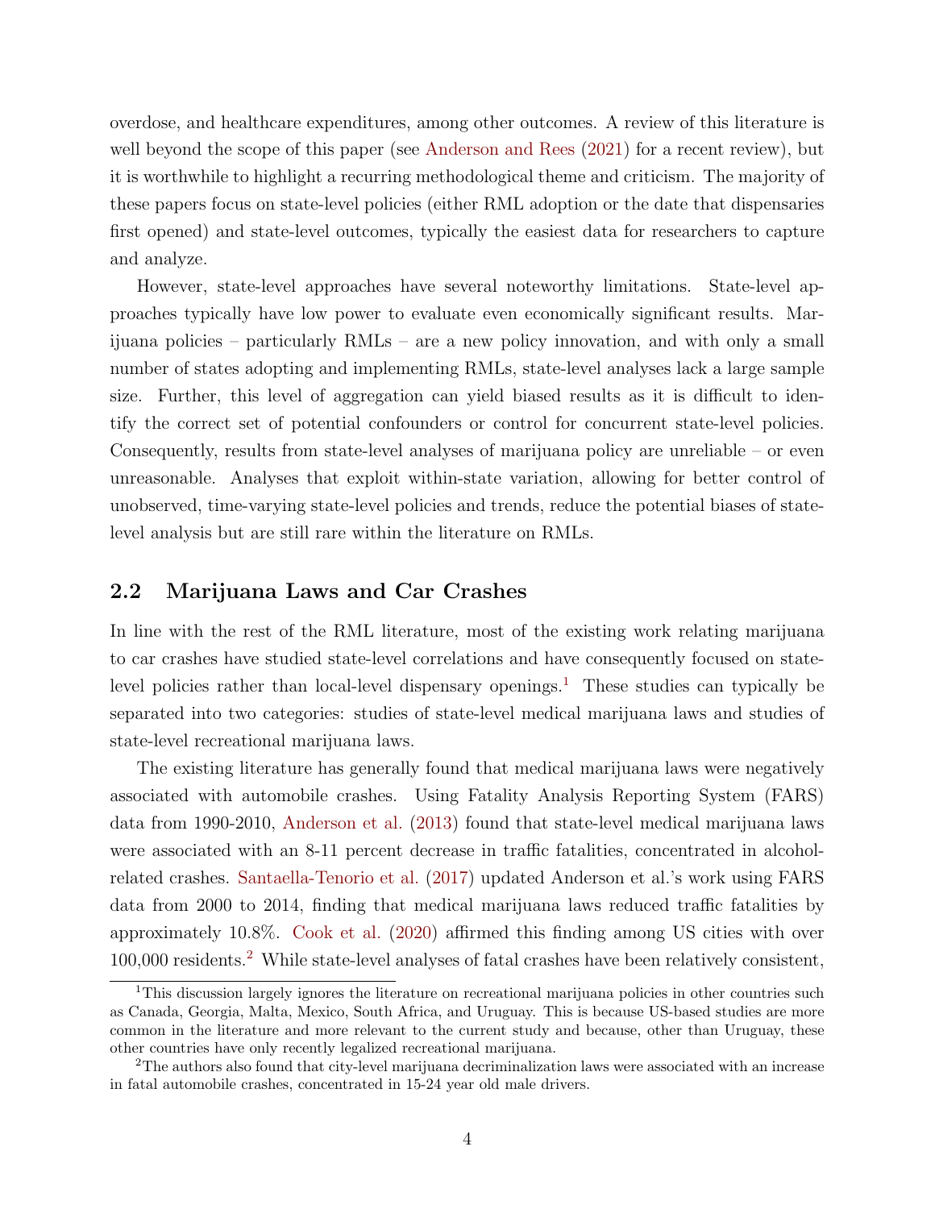overdose, and healthcare expenditures, among other outcomes. A review of this literature is well beyond the scope of this paper (see Anderson and Rees (2021) for a recent review), but it is worthwhile to highlight a recurring methodological theme and criticism. The majority of these papers focus on state-level policies (either RML adoption or the date that dispensaries first opened) and state-level outcomes, typically the easiest data for researchers to capture and analyze.

However, state-level approaches have several noteworthy limitations. State-level approaches typically have low power to evaluate even economically significant results. Marijuana policies – particularly RMLs – are a new policy innovation, and with only a small number of states adopting and implementing RMLs, state-level analyses lack a large sample size. Further, this level of aggregation can yield biased results as it is difficult to identify the correct set of potential confounders or control for concurrent state-level policies. Consequently, results from state-level analyses of marijuana policy are unreliable – or even unreasonable. Analyses that exploit within-state variation, allowing for better control of unobserved, time-varying state-level policies and trends, reduce the potential biases of state-level analysis but are still rare within the literature on RMLs.

## 2.2 Marijuana Laws and Car Crashes

In line with the rest of the RML literature, most of the existing work relating marijuana to car crashes have studied state-level correlations and have consequently focused on state-level policies rather than local-level dispensary openings.[1] These studies can typically be separated into two categories: studies of state-level medical marijuana laws and studies of state-level recreational marijuana laws.

The existing literature has generally found that medical marijuana laws were negatively associated with automobile crashes. Using Fatality Analysis Reporting System (FARS) data from 1990-2010, Anderson et al. (2013) found that state-level medical marijuana laws were associated with an 8-11 percent decrease in traffic fatalities, concentrated in alcohol-related crashes. Santaella-Tenorio et al. (2017) updated Anderson et al.'s work using FARS data from 2000 to 2014, finding that medical marijuana laws reduced traffic fatalities by approximately 10.8%. Cook et al. (2020) affirmed this finding among US cities with over 100,000 residents.[2] While state-level analyses of fatal crashes have been relatively consistent,

[1] This discussion largely ignores the literature on recreational marijuana policies in other countries such as Canada, Georgia, Malta, Mexico, South Africa, and Uruguay. This is because US-based studies are more common in the literature and more relevant to the current study and because, other than Uruguay, these other countries have only recently legalized recreational marijuana.

[2] The authors also found that city-level marijuana decriminalization laws were associated with an increase in fatal automobile crashes, concentrated in 15-24 year old male drivers.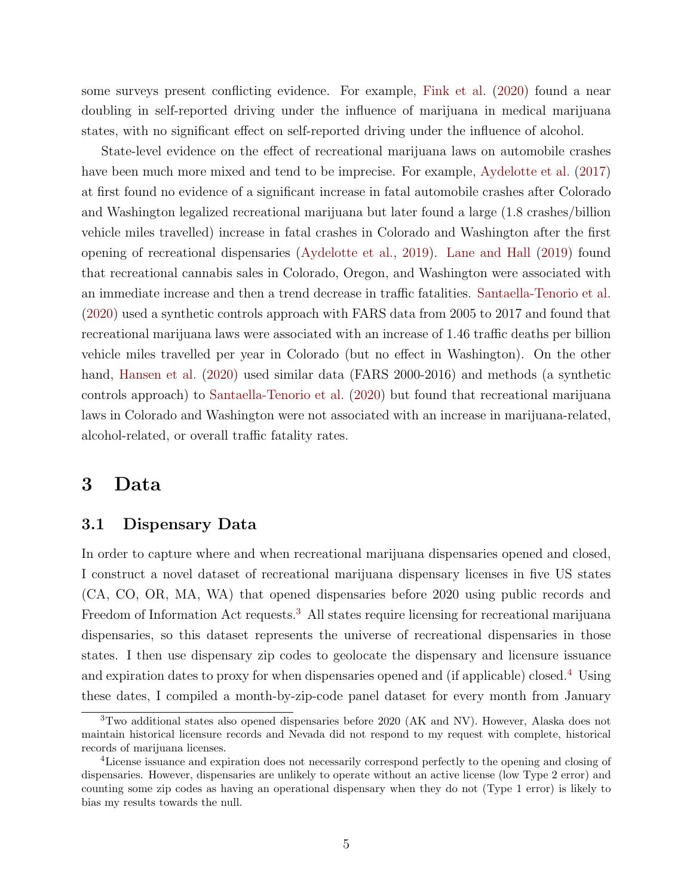some surveys present conflicting evidence. For example, Fink et al. (2020) found a near doubling in self-reported driving under the influence of marijuana in medical marijuana states, with no significant effect on self-reported driving under the influence of alcohol.

State-level evidence on the effect of recreational marijuana laws on automobile crashes have been much more mixed and tend to be imprecise. For example, Aydelotte et al. (2017) at first found no evidence of a significant increase in fatal automobile crashes after Colorado and Washington legalized recreational marijuana but later found a large (1.8 crashes/billion vehicle miles travelled) increase in fatal crashes in Colorado and Washington after the first opening of recreational dispensaries (Aydelotte et al., 2019). Lane and Hall (2019) found that recreational cannabis sales in Colorado, Oregon, and Washington were associated with an immediate increase and then a trend decrease in traffic fatalities. Santaella-Tenorio et al. (2020) used a synthetic controls approach with FARS data from 2005 to 2017 and found that recreational marijuana laws were associated with an increase of 1.46 traffic deaths per billion vehicle miles travelled per year in Colorado (but no effect in Washington). On the other hand, Hansen et al. (2020) used similar data (FARS 2000-2016) and methods (a synthetic controls approach) to Santaella-Tenorio et al. (2020) but found that recreational marijuana laws in Colorado and Washington were not associated with an increase in marijuana-related, alcohol-related, or overall traffic fatality rates.

# 3 Data

## 3.1 Dispensary Data

In order to capture where and when recreational marijuana dispensaries opened and closed, I construct a novel dataset of recreational marijuana dispensary licenses in five US states (CA, CO, OR, MA, WA) that opened dispensaries before 2020 using public records and Freedom of Information Act requests.[3] All states require licensing for recreational marijuana dispensaries, so this dataset represents the universe of recreational dispensaries in those states. I then use dispensary zip codes to geolocate the dispensary and licensure issuance and expiration dates to proxy for when dispensaries opened and (if applicable) closed.[4] Using these dates, I compiled a month-by-zip-code panel dataset for every month from January

[3] Two additional states also opened dispensaries before 2020 (AK and NV). However, Alaska does not maintain historical licensure records and Nevada did not respond to my request with complete, historical records of marijuana licenses.

[4] License issuance and expiration does not necessarily correspond perfectly to the opening and closing of dispensaries. However, dispensaries are unlikely to operate without an active license (low Type 2 error) and counting some zip codes as having an operational dispensary when they do not (Type 1 error) is likely to bias my results towards the null.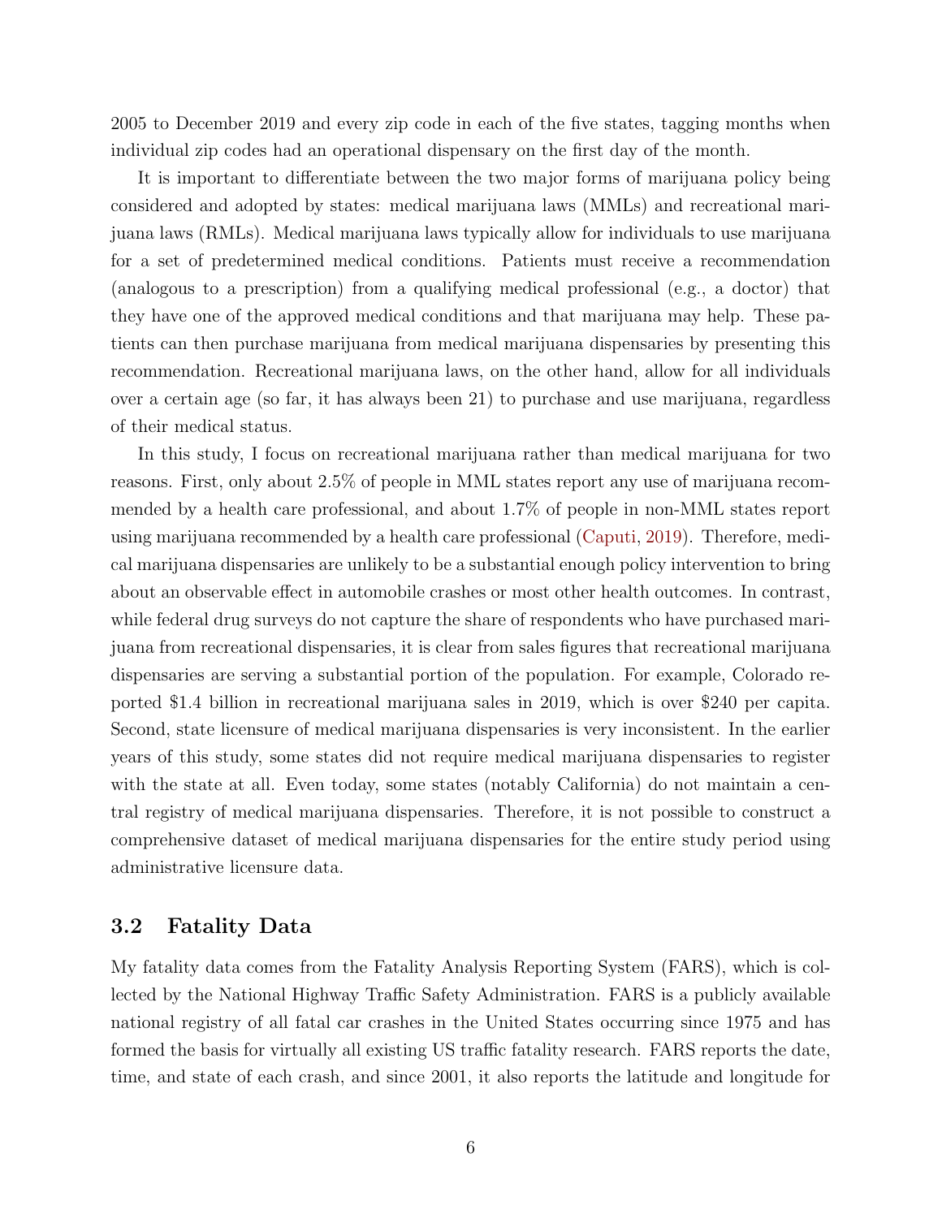2005 to December 2019 and every zip code in each of the five states, tagging months when individual zip codes had an operational dispensary on the first day of the month.

It is important to differentiate between the two major forms of marijuana policy being considered and adopted by states: medical marijuana laws (MMLs) and recreational marijuana laws (RMLs). Medical marijuana laws typically allow for individuals to use marijuana for a set of predetermined medical conditions. Patients must receive a recommendation (analogous to a prescription) from a qualifying medical professional (e.g., a doctor) that they have one of the approved medical conditions and that marijuana may help. These patients can then purchase marijuana from medical marijuana dispensaries by presenting this recommendation. Recreational marijuana laws, on the other hand, allow for all individuals over a certain age (so far, it has always been 21) to purchase and use marijuana, regardless of their medical status.

In this study, I focus on recreational marijuana rather than medical marijuana for two reasons. First, only about 2.5% of people in MML states report any use of marijuana recommended by a health care professional, and about 1.7% of people in non-MML states report using marijuana recommended by a health care professional (Caputi, 2019). Therefore, medical marijuana dispensaries are unlikely to be a substantial enough policy intervention to bring about an observable effect in automobile crashes or most other health outcomes. In contrast, while federal drug surveys do not capture the share of respondents who have purchased marijuana from recreational dispensaries, it is clear from sales figures that recreational marijuana dispensaries are serving a substantial portion of the population. For example, Colorado reported $1.4 billion in recreational marijuana sales in 2019, which is over $240 per capita. Second, state licensure of medical marijuana dispensaries is very inconsistent. In the earlier years of this study, some states did not require medical marijuana dispensaries to register with the state at all. Even today, some states (notably California) do not maintain a central registry of medical marijuana dispensaries. Therefore, it is not possible to construct a comprehensive dataset of medical marijuana dispensaries for the entire study period using administrative licensure data.

## 3.2 Fatality Data

My fatality data comes from the Fatality Analysis Reporting System (FARS), which is collected by the National Highway Traffic Safety Administration. FARS is a publicly available national registry of all fatal car crashes in the United States occurring since 1975 and has formed the basis for virtually all existing US traffic fatality research. FARS reports the date, time, and state of each crash, and since 2001, it also reports the latitude and longitude for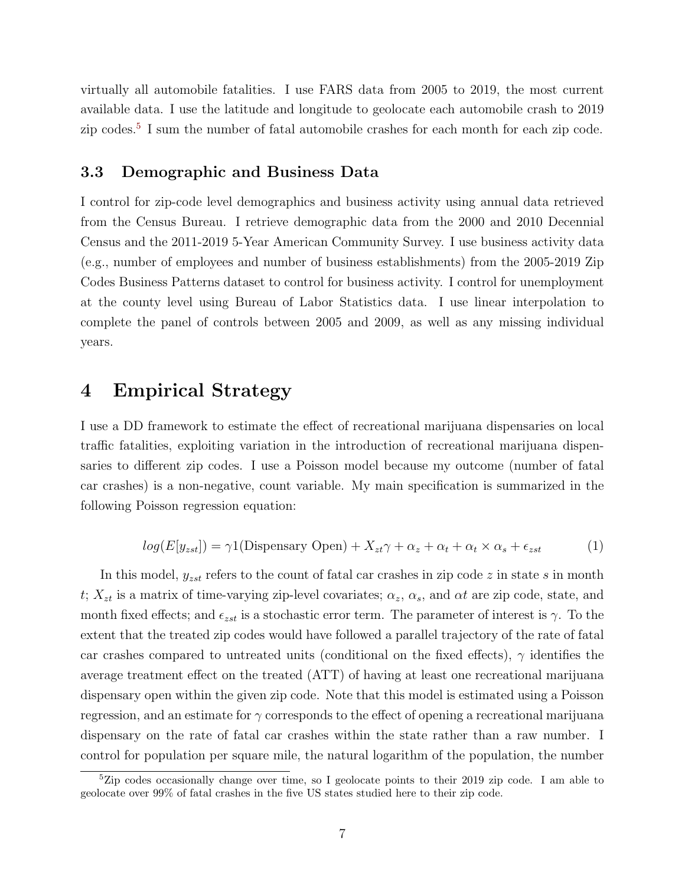virtually all automobile fatalities. I use FARS data from 2005 to 2019, the most current available data. I use the latitude and longitude to geolocate each automobile crash to 2019 zip codes.[5] I sum the number of fatal automobile crashes for each month for each zip code.

### 3.3 Demographic and Business Data

I control for zip-code level demographics and business activity using annual data retrieved from the Census Bureau. I retrieve demographic data from the 2000 and 2010 Decennial Census and the 2011-2019 5-Year American Community Survey. I use business activity data (e.g., number of employees and number of business establishments) from the 2005-2019 Zip Codes Business Patterns dataset to control for business activity. I control for unemployment at the county level using Bureau of Labor Statistics data. I use linear interpolation to complete the panel of controls between 2005 and 2009, as well as any missing individual years.

## 4 Empirical Strategy

I use a DD framework to estimate the effect of recreational marijuana dispensaries on local traffic fatalities, exploiting variation in the introduction of recreational marijuana dispensaries to different zip codes. I use a Poisson model because my outcome (number of fatal car crashes) is a non-negative, count variable. My main specification is summarized in the following Poisson regression equation:

$$log(E[y_{zst}]) = \gamma 1(\text{Dispensary Open}) + X_{zt}\gamma + \alpha_z + \alpha_t + \alpha_t \times \alpha_s + \epsilon_{zst} \tag{1}$$

In this model, $y_{zst}$ refers to the count of fatal car crashes in zip code $z$ in state $s$ in month $t$; $X_{zt}$ is a matrix of time-varying zip-level covariates; $\alpha_z$, $\alpha_s$, and $\alpha t$ are zip code, state, and month fixed effects; and $\epsilon_{zst}$ is a stochastic error term. The parameter of interest is $\gamma$. To the extent that the treated zip codes would have followed a parallel trajectory of the rate of fatal car crashes compared to untreated units (conditional on the fixed effects), $\gamma$ identifies the average treatment effect on the treated (ATT) of having at least one recreational marijuana dispensary open within the given zip code. Note that this model is estimated using a Poisson regression, and an estimate for $\gamma$ corresponds to the effect of opening a recreational marijuana dispensary on the rate of fatal car crashes within the state rather than a raw number. I control for population per square mile, the natural logarithm of the population, the number

[5] Zip codes occasionally change over time, so I geolocate points to their 2019 zip code. I am able to geolocate over 99% of fatal crashes in the five US states studied here to their zip code.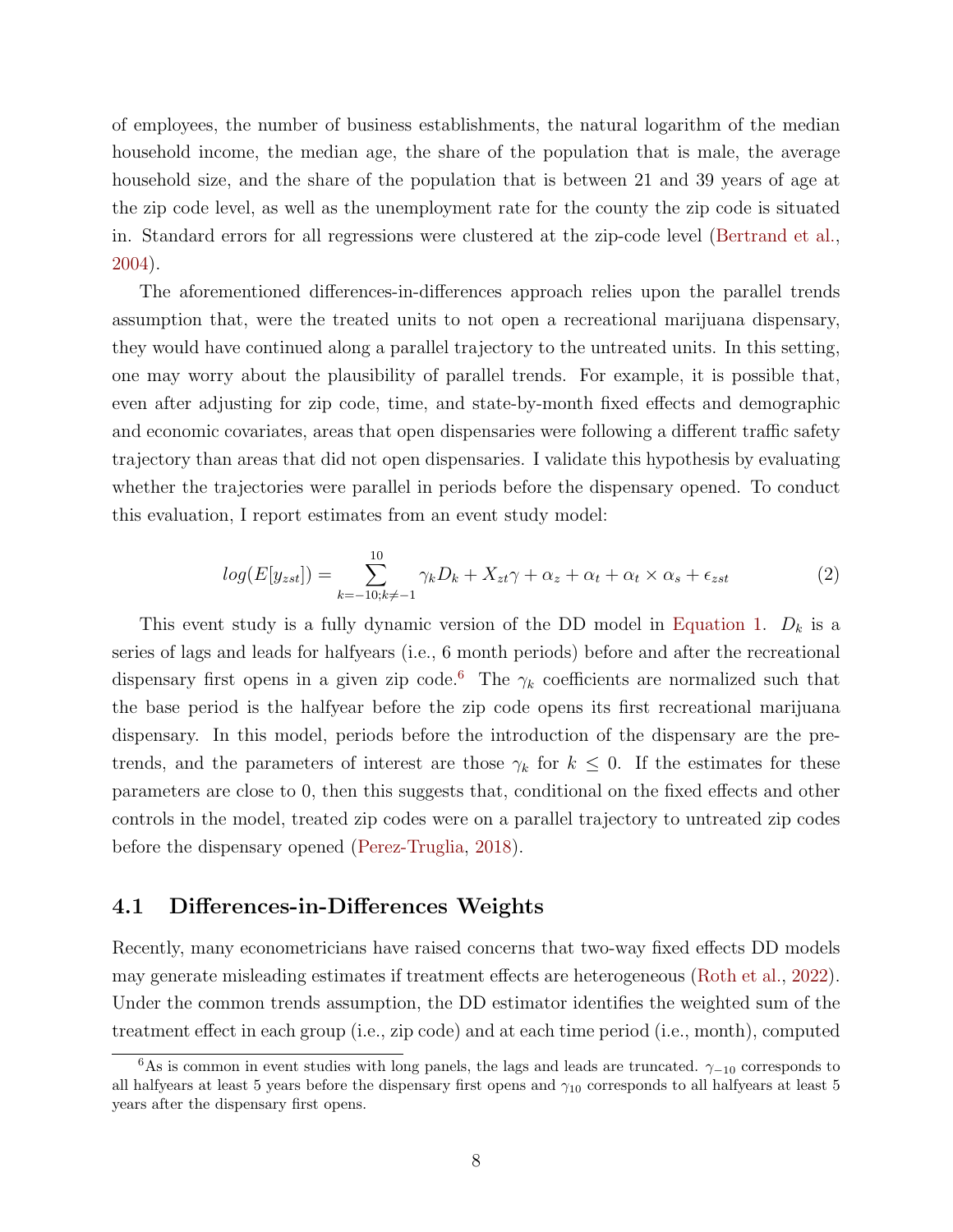of employees, the number of business establishments, the natural logarithm of the median household income, the median age, the share of the population that is male, the average household size, and the share of the population that is between 21 and 39 years of age at the zip code level, as well as the unemployment rate for the county the zip code is situated in. Standard errors for all regressions were clustered at the zip-code level (Bertrand et al., 2004).

The aforementioned differences-in-differences approach relies upon the parallel trends assumption that, were the treated units to not open a recreational marijuana dispensary, they would have continued along a parallel trajectory to the untreated units. In this setting, one may worry about the plausibility of parallel trends. For example, it is possible that, even after adjusting for zip code, time, and state-by-month fixed effects and demographic and economic covariates, areas that open dispensaries were following a different traffic safety trajectory than areas that did not open dispensaries. I validate this hypothesis by evaluating whether the trajectories were parallel in periods before the dispensary opened. To conduct this evaluation, I report estimates from an event study model:

$$log(E[y_{zst}]) = \sum_{k=-10;k\neq-1}^{10} \gamma_k D_k + X_{zt}\gamma + \alpha_z + \alpha_t + \alpha_t \times \alpha_s + \epsilon_{zst} \tag{2}$$

This event study is a fully dynamic version of the DD model in Equation 1. $D_k$ is a series of lags and leads for halfyears (i.e., 6 month periods) before and after the recreational dispensary first opens in a given zip code.[6] The $\gamma_k$ coefficients are normalized such that the base period is the halfyear before the zip code opens its first recreational marijuana dispensary. In this model, periods before the introduction of the dispensary are the pre-trends, and the parameters of interest are those $\gamma_k$ for $k \leq 0$. If the estimates for these parameters are close to 0, then this suggests that, conditional on the fixed effects and other controls in the model, treated zip codes were on a parallel trajectory to untreated zip codes before the dispensary opened (Perez-Truglia, 2018).

## 4.1 Differences-in-Differences Weights

Recently, many econometricians have raised concerns that two-way fixed effects DD models may generate misleading estimates if treatment effects are heterogeneous (Roth et al., 2022). Under the common trends assumption, the DD estimator identifies the weighted sum of the treatment effect in each group (i.e., zip code) and at each time period (i.e., month), computed

[6] As is common in event studies with long panels, the lags and leads are truncated. $\gamma_{-10}$ corresponds to all halfyears at least 5 years before the dispensary first opens and $\gamma_{10}$ corresponds to all halfyears at least 5 years after the dispensary first opens.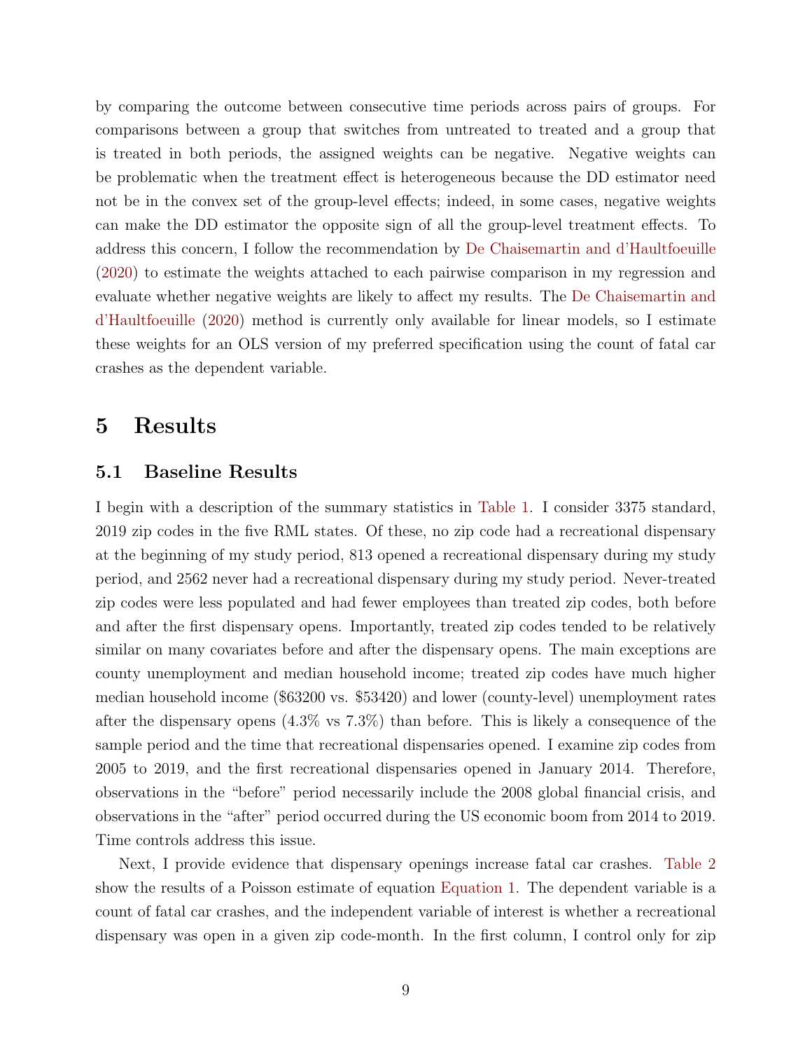by comparing the outcome between consecutive time periods across pairs of groups. For comparisons between a group that switches from untreated to treated and a group that is treated in both periods, the assigned weights can be negative. Negative weights can be problematic when the treatment effect is heterogeneous because the DD estimator need not be in the convex set of the group-level effects; indeed, in some cases, negative weights can make the DD estimator the opposite sign of all the group-level treatment effects. To address this concern, I follow the recommendation by De Chaisemartin and d'Haultfoeuille (2020) to estimate the weights attached to each pairwise comparison in my regression and evaluate whether negative weights are likely to affect my results. The De Chaisemartin and d'Haultfoeuille (2020) method is currently only available for linear models, so I estimate these weights for an OLS version of my preferred specification using the count of fatal car crashes as the dependent variable.

# 5 Results

## 5.1 Baseline Results

I begin with a description of the summary statistics in Table 1. I consider 3375 standard, 2019 zip codes in the five RML states. Of these, no zip code had a recreational dispensary at the beginning of my study period, 813 opened a recreational dispensary during my study period, and 2562 never had a recreational dispensary during my study period. Never-treated zip codes were less populated and had fewer employees than treated zip codes, both before and after the first dispensary opens. Importantly, treated zip codes tended to be relatively similar on many covariates before and after the dispensary opens. The main exceptions are county unemployment and median household income; treated zip codes have much higher median household income ($63200 vs. $53420) and lower (county-level) unemployment rates after the dispensary opens (4.3% vs 7.3%) than before. This is likely a consequence of the sample period and the time that recreational dispensaries opened. I examine zip codes from 2005 to 2019, and the first recreational dispensaries opened in January 2014. Therefore, observations in the "before" period necessarily include the 2008 global financial crisis, and observations in the "after" period occurred during the US economic boom from 2014 to 2019. Time controls address this issue.

Next, I provide evidence that dispensary openings increase fatal car crashes. Table 2 show the results of a Poisson estimate of equation Equation 1. The dependent variable is a count of fatal car crashes, and the independent variable of interest is whether a recreational dispensary was open in a given zip code-month. In the first column, I control only for zip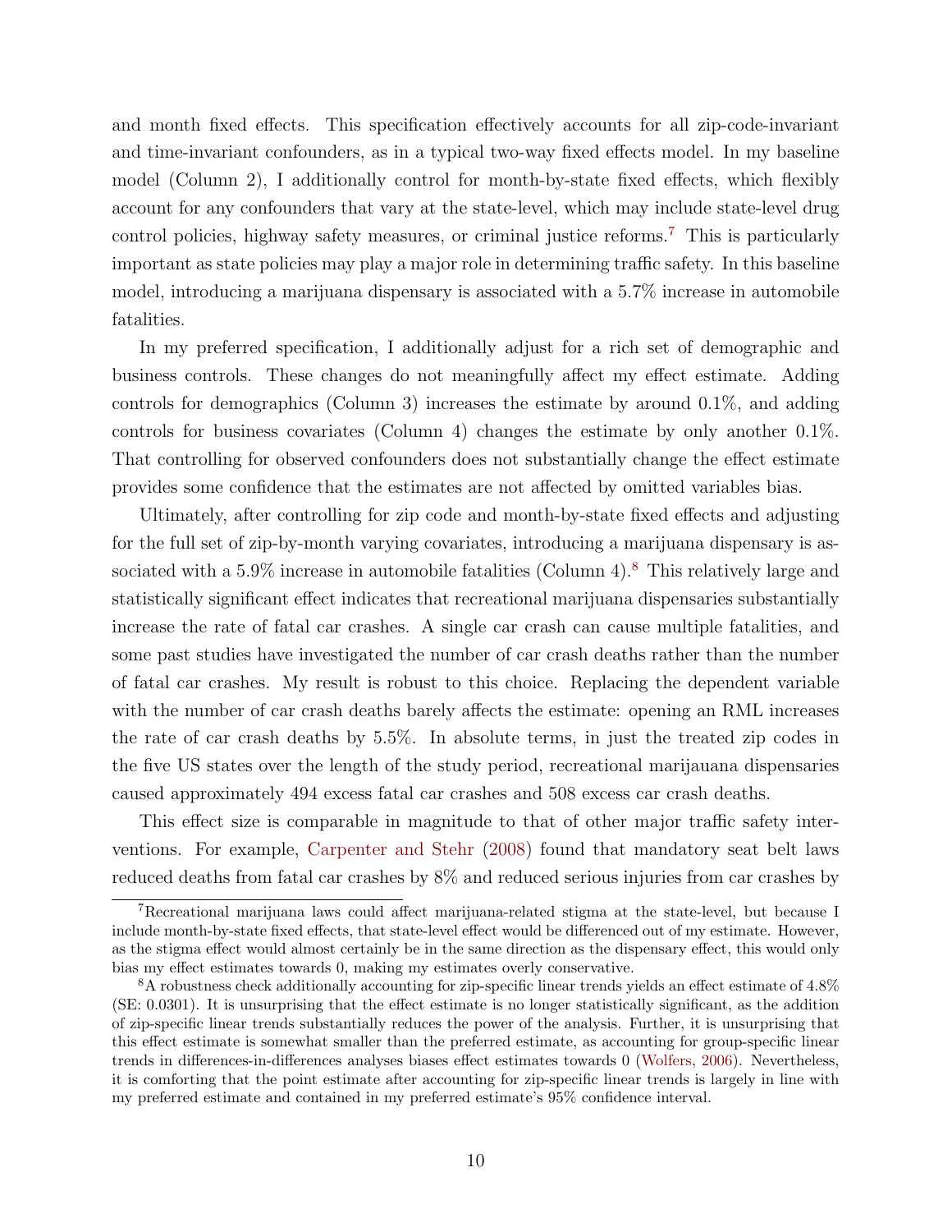and month fixed effects. This specification effectively accounts for all zip-code-invariant and time-invariant confounders, as in a typical two-way fixed effects model. In my baseline model (Column 2), I additionally control for month-by-state fixed effects, which flexibly account for any confounders that vary at the state-level, which may include state-level drug control policies, highway safety measures, or criminal justice reforms.[7] This is particularly important as state policies may play a major role in determining traffic safety. In this baseline model, introducing a marijuana dispensary is associated with a 5.7% increase in automobile fatalities.

In my preferred specification, I additionally adjust for a rich set of demographic and business controls. These changes do not meaningfully affect my effect estimate. Adding controls for demographics (Column 3) increases the estimate by around 0.1%, and adding controls for business covariates (Column 4) changes the estimate by only another 0.1%. That controlling for observed confounders does not substantially change the effect estimate provides some confidence that the estimates are not affected by omitted variables bias.

Ultimately, after controlling for zip code and month-by-state fixed effects and adjusting for the full set of zip-by-month varying covariates, introducing a marijuana dispensary is associated with a 5.9% increase in automobile fatalities (Column 4).[8] This relatively large and statistically significant effect indicates that recreational marijuana dispensaries substantially increase the rate of fatal car crashes. A single car crash can cause multiple fatalities, and some past studies have investigated the number of car crash deaths rather than the number of fatal car crashes. My result is robust to this choice. Replacing the dependent variable with the number of car crash deaths barely affects the estimate: opening an RML increases the rate of car crash deaths by 5.5%. In absolute terms, in just the treated zip codes in the five US states over the length of the study period, recreational marijauana dispensaries caused approximately 494 excess fatal car crashes and 508 excess car crash deaths.

This effect size is comparable in magnitude to that of other major traffic safety interventions. For example, Carpenter and Stehr (2008) found that mandatory seat belt laws reduced deaths from fatal car crashes by 8% and reduced serious injuries from car crashes by

[7] Recreational marijuana laws could affect marijuana-related stigma at the state-level, but because I include month-by-state fixed effects, that state-level effect would be differenced out of my estimate. However, as the stigma effect would almost certainly be in the same direction as the dispensary effect, this would only bias my effect estimates towards 0, making my estimates overly conservative.

[8] A robustness check additionally accounting for zip-specific linear trends yields an effect estimate of 4.8% (SE: 0.0301). It is unsurprising that the effect estimate is no longer statistically significant, as the addition of zip-specific linear trends substantially reduces the power of the analysis. Further, it is unsurprising that this effect estimate is somewhat smaller than the preferred estimate, as accounting for group-specific linear trends in differences-in-differences analyses biases effect estimates towards 0 (Wolfers, 2006). Nevertheless, it is comforting that the point estimate after accounting for zip-specific linear trends is largely in line with my preferred estimate and contained in my preferred estimate's 95% confidence interval.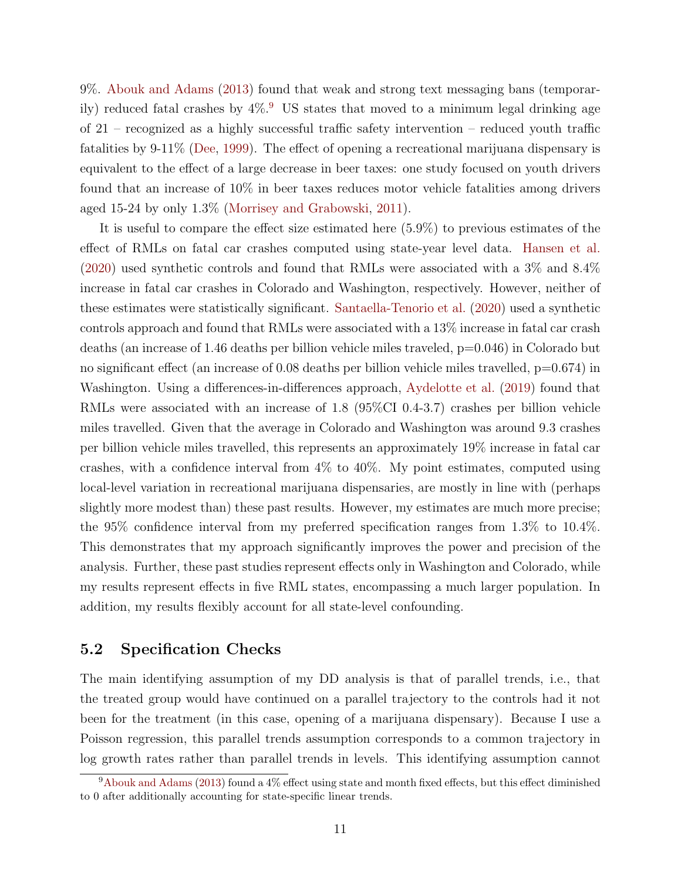9%. Abouk and Adams (2013) found that weak and strong text messaging bans (temporarily) reduced fatal crashes by 4%.[9] US states that moved to a minimum legal drinking age of 21 – recognized as a highly successful traffic safety intervention – reduced youth traffic fatalities by 9-11% (Dee, 1999). The effect of opening a recreational marijuana dispensary is equivalent to the effect of a large decrease in beer taxes: one study focused on youth drivers found that an increase of 10% in beer taxes reduces motor vehicle fatalities among drivers aged 15-24 by only 1.3% (Morrisey and Grabowski, 2011).

It is useful to compare the effect size estimated here (5.9%) to previous estimates of the effect of RMLs on fatal car crashes computed using state-year level data. Hansen et al. (2020) used synthetic controls and found that RMLs were associated with a 3% and 8.4% increase in fatal car crashes in Colorado and Washington, respectively. However, neither of these estimates were statistically significant. Santaella-Tenorio et al. (2020) used a synthetic controls approach and found that RMLs were associated with a 13% increase in fatal car crash deaths (an increase of 1.46 deaths per billion vehicle miles traveled, p=0.046) in Colorado but no significant effect (an increase of 0.08 deaths per billion vehicle miles travelled, p=0.674) in Washington. Using a differences-in-differences approach, Aydelotte et al. (2019) found that RMLs were associated with an increase of 1.8 (95%CI 0.4-3.7) crashes per billion vehicle miles travelled. Given that the average in Colorado and Washington was around 9.3 crashes per billion vehicle miles travelled, this represents an approximately 19% increase in fatal car crashes, with a confidence interval from 4% to 40%. My point estimates, computed using local-level variation in recreational marijuana dispensaries, are mostly in line with (perhaps slightly more modest than) these past results. However, my estimates are much more precise; the 95% confidence interval from my preferred specification ranges from 1.3% to 10.4%. This demonstrates that my approach significantly improves the power and precision of the analysis. Further, these past studies represent effects only in Washington and Colorado, while my results represent effects in five RML states, encompassing a much larger population. In addition, my results flexibly account for all state-level confounding.

## 5.2 Specification Checks

The main identifying assumption of my DD analysis is that of parallel trends, i.e., that the treated group would have continued on a parallel trajectory to the controls had it not been for the treatment (in this case, opening of a marijuana dispensary). Because I use a Poisson regression, this parallel trends assumption corresponds to a common trajectory in log growth rates rather than parallel trends in levels. This identifying assumption cannot

[9] Abouk and Adams (2013) found a 4% effect using state and month fixed effects, but this effect diminished to 0 after additionally accounting for state-specific linear trends.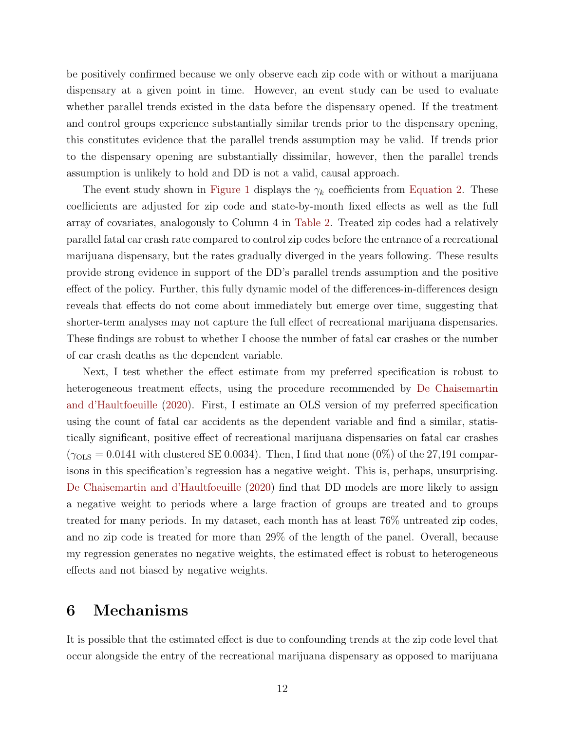be positively confirmed because we only observe each zip code with or without a marijuana dispensary at a given point in time. However, an event study can be used to evaluate whether parallel trends existed in the data before the dispensary opened. If the treatment and control groups experience substantially similar trends prior to the dispensary opening, this constitutes evidence that the parallel trends assumption may be valid. If trends prior to the dispensary opening are substantially dissimilar, however, then the parallel trends assumption is unlikely to hold and DD is not a valid, causal approach.

The event study shown in Figure 1 displays the $\gamma_k$ coefficients from Equation 2. These coefficients are adjusted for zip code and state-by-month fixed effects as well as the full array of covariates, analogously to Column 4 in Table 2. Treated zip codes had a relatively parallel fatal car crash rate compared to control zip codes before the entrance of a recreational marijuana dispensary, but the rates gradually diverged in the years following. These results provide strong evidence in support of the DD's parallel trends assumption and the positive effect of the policy. Further, this fully dynamic model of the differences-in-differences design reveals that effects do not come about immediately but emerge over time, suggesting that shorter-term analyses may not capture the full effect of recreational marijuana dispensaries. These findings are robust to whether I choose the number of fatal car crashes or the number of car crash deaths as the dependent variable.

Next, I test whether the effect estimate from my preferred specification is robust to heterogeneous treatment effects, using the procedure recommended by De Chaisemartin and d'Haultfoeuille (2020). First, I estimate an OLS version of my preferred specification using the count of fatal car accidents as the dependent variable and find a similar, statistically significant, positive effect of recreational marijuana dispensaries on fatal car crashes ($\gamma_{\text{OLS}} = 0.0141$ with clustered SE 0.0034). Then, I find that none (0%) of the 27,191 comparisons in this specification's regression has a negative weight. This is, perhaps, unsurprising. De Chaisemartin and d'Haultfoeuille (2020) find that DD models are more likely to assign a negative weight to periods where a large fraction of groups are treated and to groups treated for many periods. In my dataset, each month has at least 76% untreated zip codes, and no zip code is treated for more than 29% of the length of the panel. Overall, because my regression generates no negative weights, the estimated effect is robust to heterogeneous effects and not biased by negative weights.

# 6 Mechanisms

It is possible that the estimated effect is due to confounding trends at the zip code level that occur alongside the entry of the recreational marijuana dispensary as opposed to marijuana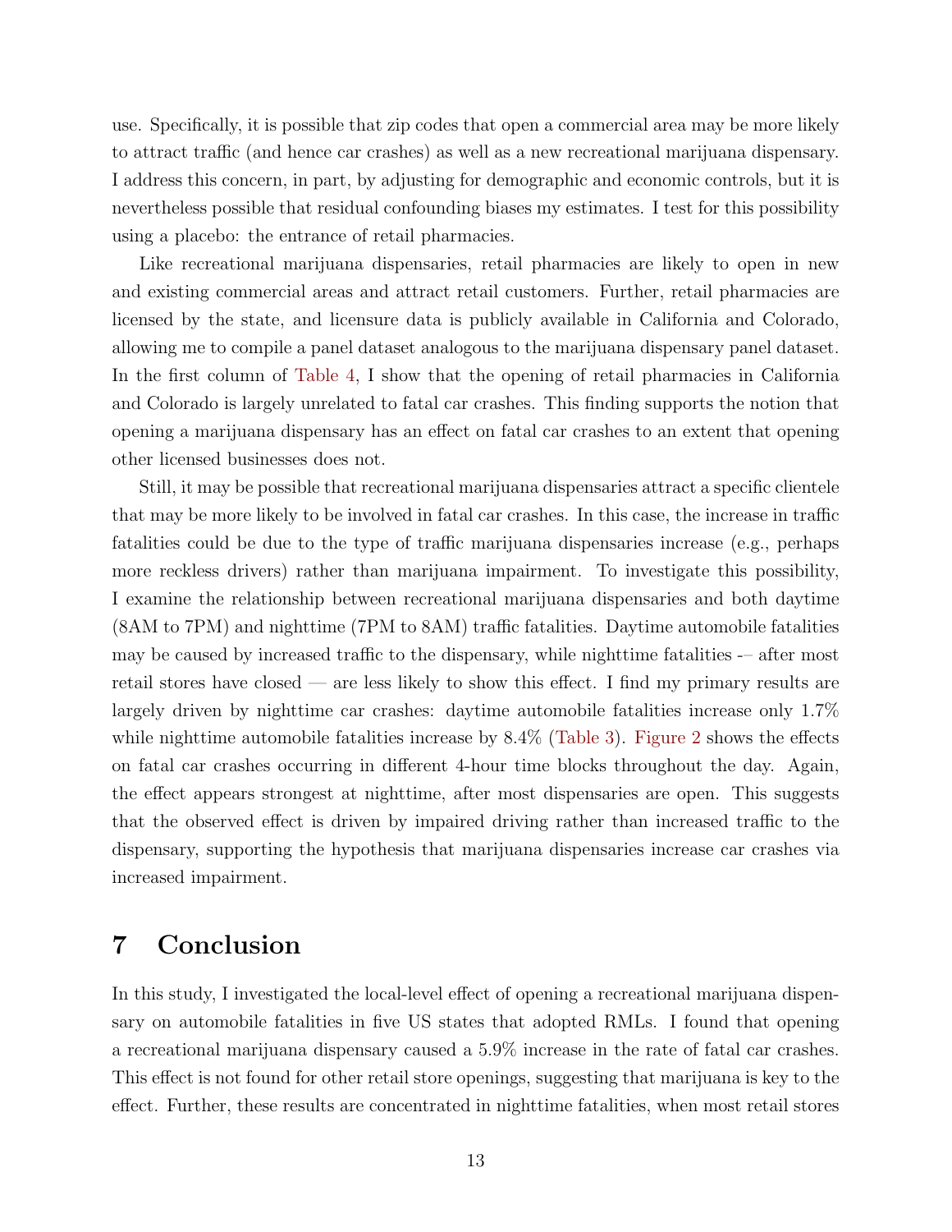use. Specifically, it is possible that zip codes that open a commercial area may be more likely to attract traffic (and hence car crashes) as well as a new recreational marijuana dispensary. I address this concern, in part, by adjusting for demographic and economic controls, but it is nevertheless possible that residual confounding biases my estimates. I test for this possibility using a placebo: the entrance of retail pharmacies.

Like recreational marijuana dispensaries, retail pharmacies are likely to open in new and existing commercial areas and attract retail customers. Further, retail pharmacies are licensed by the state, and licensure data is publicly available in California and Colorado, allowing me to compile a panel dataset analogous to the marijuana dispensary panel dataset. In the first column of Table 4, I show that the opening of retail pharmacies in California and Colorado is largely unrelated to fatal car crashes. This finding supports the notion that opening a marijuana dispensary has an effect on fatal car crashes to an extent that opening other licensed businesses does not.

Still, it may be possible that recreational marijuana dispensaries attract a specific clientele that may be more likely to be involved in fatal car crashes. In this case, the increase in traffic fatalities could be due to the type of traffic marijuana dispensaries increase (e.g., perhaps more reckless drivers) rather than marijuana impairment. To investigate this possibility, I examine the relationship between recreational marijuana dispensaries and both daytime (8AM to 7PM) and nighttime (7PM to 8AM) traffic fatalities. Daytime automobile fatalities may be caused by increased traffic to the dispensary, while nighttime fatalities -– after most retail stores have closed — are less likely to show this effect. I find my primary results are largely driven by nighttime car crashes: daytime automobile fatalities increase only 1.7% while nighttime automobile fatalities increase by 8.4% (Table 3). Figure 2 shows the effects on fatal car crashes occurring in different 4-hour time blocks throughout the day. Again, the effect appears strongest at nighttime, after most dispensaries are open. This suggests that the observed effect is driven by impaired driving rather than increased traffic to the dispensary, supporting the hypothesis that marijuana dispensaries increase car crashes via increased impairment.

# 7 Conclusion

In this study, I investigated the local-level effect of opening a recreational marijuana dispensary on automobile fatalities in five US states that adopted RMLs. I found that opening a recreational marijuana dispensary caused a 5.9% increase in the rate of fatal car crashes. This effect is not found for other retail store openings, suggesting that marijuana is key to the effect. Further, these results are concentrated in nighttime fatalities, when most retail stores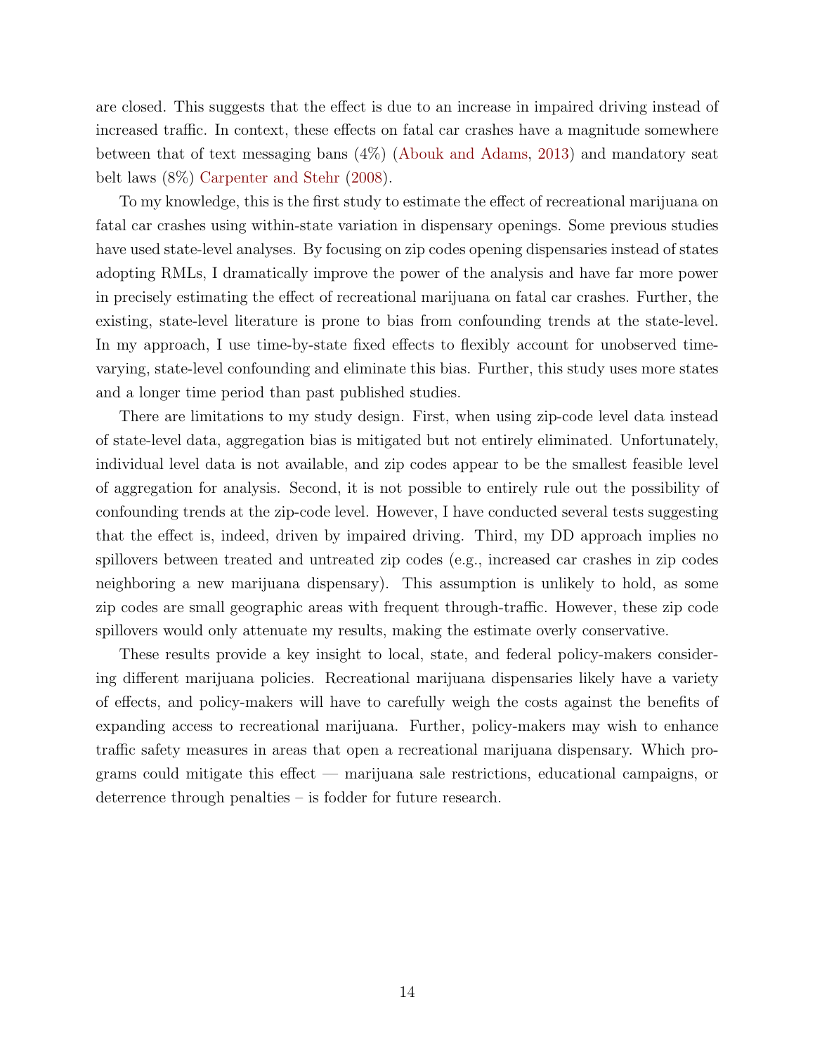are closed. This suggests that the effect is due to an increase in impaired driving instead of increased traffic. In context, these effects on fatal car crashes have a magnitude somewhere between that of text messaging bans (4%) (Abouk and Adams, 2013) and mandatory seat belt laws (8%) Carpenter and Stehr (2008).

To my knowledge, this is the first study to estimate the effect of recreational marijuana on fatal car crashes using within-state variation in dispensary openings. Some previous studies have used state-level analyses. By focusing on zip codes opening dispensaries instead of states adopting RMLs, I dramatically improve the power of the analysis and have far more power in precisely estimating the effect of recreational marijuana on fatal car crashes. Further, the existing, state-level literature is prone to bias from confounding trends at the state-level. In my approach, I use time-by-state fixed effects to flexibly account for unobserved time-varying, state-level confounding and eliminate this bias. Further, this study uses more states and a longer time period than past published studies.

There are limitations to my study design. First, when using zip-code level data instead of state-level data, aggregation bias is mitigated but not entirely eliminated. Unfortunately, individual level data is not available, and zip codes appear to be the smallest feasible level of aggregation for analysis. Second, it is not possible to entirely rule out the possibility of confounding trends at the zip-code level. However, I have conducted several tests suggesting that the effect is, indeed, driven by impaired driving. Third, my DD approach implies no spillovers between treated and untreated zip codes (e.g., increased car crashes in zip codes neighboring a new marijuana dispensary). This assumption is unlikely to hold, as some zip codes are small geographic areas with frequent through-traffic. However, these zip code spillovers would only attenuate my results, making the estimate overly conservative.

These results provide a key insight to local, state, and federal policy-makers considering different marijuana policies. Recreational marijuana dispensaries likely have a variety of effects, and policy-makers will have to carefully weigh the costs against the benefits of expanding access to recreational marijuana. Further, policy-makers may wish to enhance traffic safety measures in areas that open a recreational marijuana dispensary. Which programs could mitigate this effect — marijuana sale restrictions, educational campaigns, or deterrence through penalties – is fodder for future research.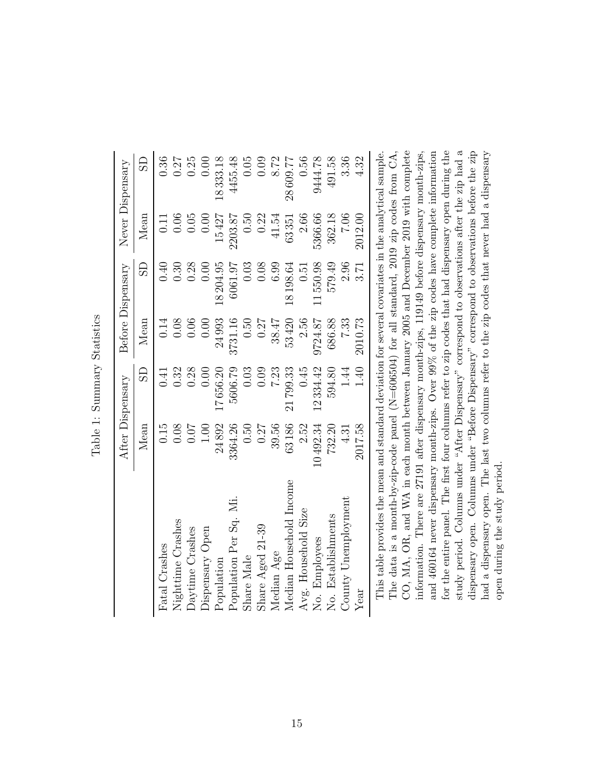Table 1: Summary Statistics

| | After Dispensary | | Before Dispensary | | Never Dispensary | |
|---|---|---|---|---|---|---|
| | Mean | SD | Mean | SD | Mean | SD |
| Fatal Crashes | 0.15 | 0.41 | 0.14 | 0.40 | 0.11 | 0.36 |
| Nighttime Crashes | 0.08 | 0.32 | 0.08 | 0.30 | 0.06 | 0.27 |
| Daytime Crashes | 0.07 | 0.28 | 0.06 | 0.28 | 0.05 | 0.25 |
| Dispensary Open | 1.00 | 0.00 | 0.00 | 0.00 | 0.00 | 0.00 |
| Population | 24 892 | 17 656.20 | 24 993 | 18 204.95 | 15 427 | 18 333.18 |
| Population Per Sq. Mi. | 3364.26 | 5606.79 | 3731.16 | 6061.97 | 2203.87 | 4455.48 |
| Share Male | 0.50 | 0.03 | 0.50 | 0.03 | 0.50 | 0.05 |
| Share Aged 21-39 | 0.27 | 0.09 | 0.27 | 0.08 | 0.22 | 0.09 |
| Median Age | 39.56 | 7.23 | 38.47 | 6.99 | 41.54 | 8.72 |
| Median Household Income | 63 186 | 21 799.33 | 53 420 | 18 198.64 | 63 351 | 28 609.77 |
| Avg. Household Size | 2.52 | 0.45 | 2.56 | 0.51 | 2.66 | 0.56 |
| No. Employees | 10 492.34 | 12 334.42 | 9724.87 | 11 550.98 | 5366.66 | 9444.78 |
| No. Establishments | 732.20 | 594.80 | 686.88 | 579.49 | 362.18 | 491.58 |
| County Unemployment | 4.31 | 1.44 | 7.33 | 2.96 | 7.06 | 3.36 |
| Year | 2017.58 | 1.40 | 2010.73 | 3.71 | 2012.00 | 4.32 |

This table provides the mean and standard deviation for several covariates in the analytical sample. The data is a month-by-zip-code panel (N=606504) for all standard, 2019 zip codes from CA, CO, MA, OR, and WA in each month between January 2005 and December 2019 with complete information. There are 27191 after dispensary month-zips, 119149 before dispensary month-zips, and 460164 never dispensary month-zips. Over 99% of the zip codes have complete information for the entire panel. The first four columns refer to zip codes that had dispensary open during the study period. Columns under "After Dispensary" correspond to observations after the zip had a dispensary open. Columns under "Before Dispensary" correspond to observations before the zip had a dispensary open. The last two columns refer to the zip codes that never had a dispensary open during the study period.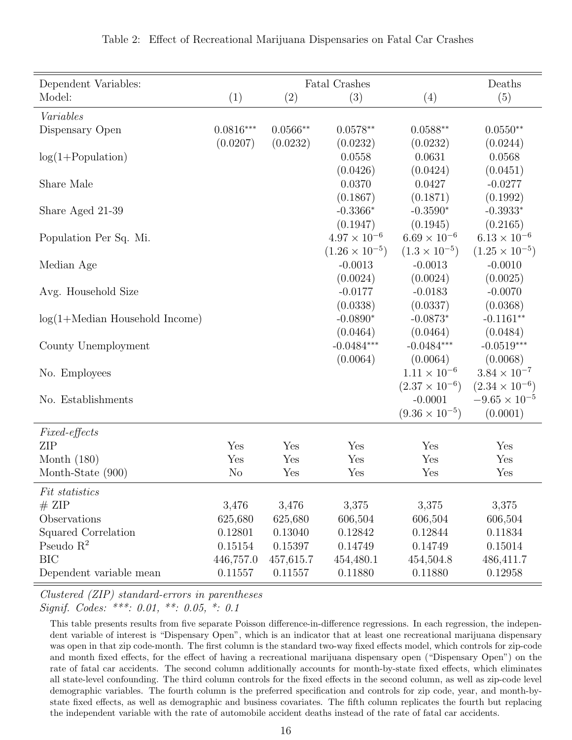Table 2: Effect of Recreational Marijuana Dispensaries on Fatal Car Crashes

| Dependent Variables: | Fatal Crashes | | | | Deaths |
|---|---|---|---|---|---|
| Model: | (1) | (2) | (3) | (4) | (5) |
| *Variables* | | | | | |
| Dispensary Open | 0.0816*** | 0.0566** | 0.0578** | 0.0588** | 0.0550** |
| | (0.0207) | (0.0232) | (0.0232) | (0.0232) | (0.0244) |
| log(1+Population) | | | 0.0558 | 0.0631 | 0.0568 |
| | | | (0.0426) | (0.0424) | (0.0451) |
| Share Male | | | 0.0370 | 0.0427 | -0.0277 |
| | | | (0.1867) | (0.1871) | (0.1992) |
| Share Aged 21-39 | | | -0.3366* | -0.3590* | -0.3933* |
| | | | (0.1947) | (0.1945) | (0.2165) |
| Population Per Sq. Mi. | | | $4.97 \times 10^{-6}$ | $6.69 \times 10^{-6}$ | $6.13 \times 10^{-6}$ |
| | | | $(1.26 \times 10^{-5})$ | $(1.3 \times 10^{-5})$ | $(1.25 \times 10^{-5})$ |
| Median Age | | | -0.0013 | -0.0013 | -0.0010 |
| | | | (0.0024) | (0.0024) | (0.0025) |
| Avg. Household Size | | | -0.0177 | -0.0183 | -0.0070 |
| | | | (0.0338) | (0.0337) | (0.0368) |
| log(1+Median Household Income) | | | -0.0890* | -0.0873* | -0.1161** |
| | | | (0.0464) | (0.0464) | (0.0484) |
| County Unemployment | | | -0.0484*** | -0.0484*** | -0.0519*** |
| | | | (0.0064) | (0.0064) | (0.0068) |
| No. Employees | | | | $1.11 \times 10^{-6}$ | $3.84 \times 10^{-7}$ |
| | | | | $(2.37 \times 10^{-6})$ | $(2.34 \times 10^{-6})$ |
| No. Establishments | | | | -0.0001 | $-9.65 \times 10^{-5}$ |
| | | | | $(9.36 \times 10^{-5})$ | (0.0001) |
| *Fixed-effects* | | | | | |
| ZIP | Yes | Yes | Yes | Yes | Yes |
| Month (180) | Yes | Yes | Yes | Yes | Yes |
| Month-State (900) | No | Yes | Yes | Yes | Yes |
| *Fit statistics* | | | | | |
| # ZIP | 3,476 | 3,476 | 3,375 | 3,375 | 3,375 |
| Observations | 625,680 | 625,680 | 606,504 | 606,504 | 606,504 |
| Squared Correlation | 0.12801 | 0.13040 | 0.12842 | 0.12844 | 0.11834 |
| Pseudo $R^2$ | 0.15154 | 0.15397 | 0.14749 | 0.14749 | 0.15014 |
| BIC | 446,757.0 | 457,615.7 | 454,480.1 | 454,504.8 | 486,411.7 |
| Dependent variable mean | 0.11557 | 0.11557 | 0.11880 | 0.11880 | 0.12958 |

*Clustered (ZIP) standard-errors in parentheses*
*Signif. Codes: ***: 0.01, **: 0.05, *: 0.1*

This table presents results from five separate Poisson difference-in-difference regressions. In each regression, the independent variable of interest is "Dispensary Open", which is an indicator that at least one recreational marijuana dispensary was open in that zip code-month. The first column is the standard two-way fixed effects model, which controls for zip-code and month fixed effects, for the effect of having a recreational marijuana dispensary open ("Dispensary Open") on the rate of fatal car accidents. The second column additionally accounts for month-by-state fixed effects, which eliminates all state-level confounding. The third column controls for the fixed effects in the second column, as well as zip-code level demographic variables. The fourth column is the preferred specification and controls for zip code, year, and month-by-state fixed effects, as well as demographic and business covariates. The fifth column replicates the fourth but replacing the independent variable with the rate of automobile accident deaths instead of the rate of fatal car accidents.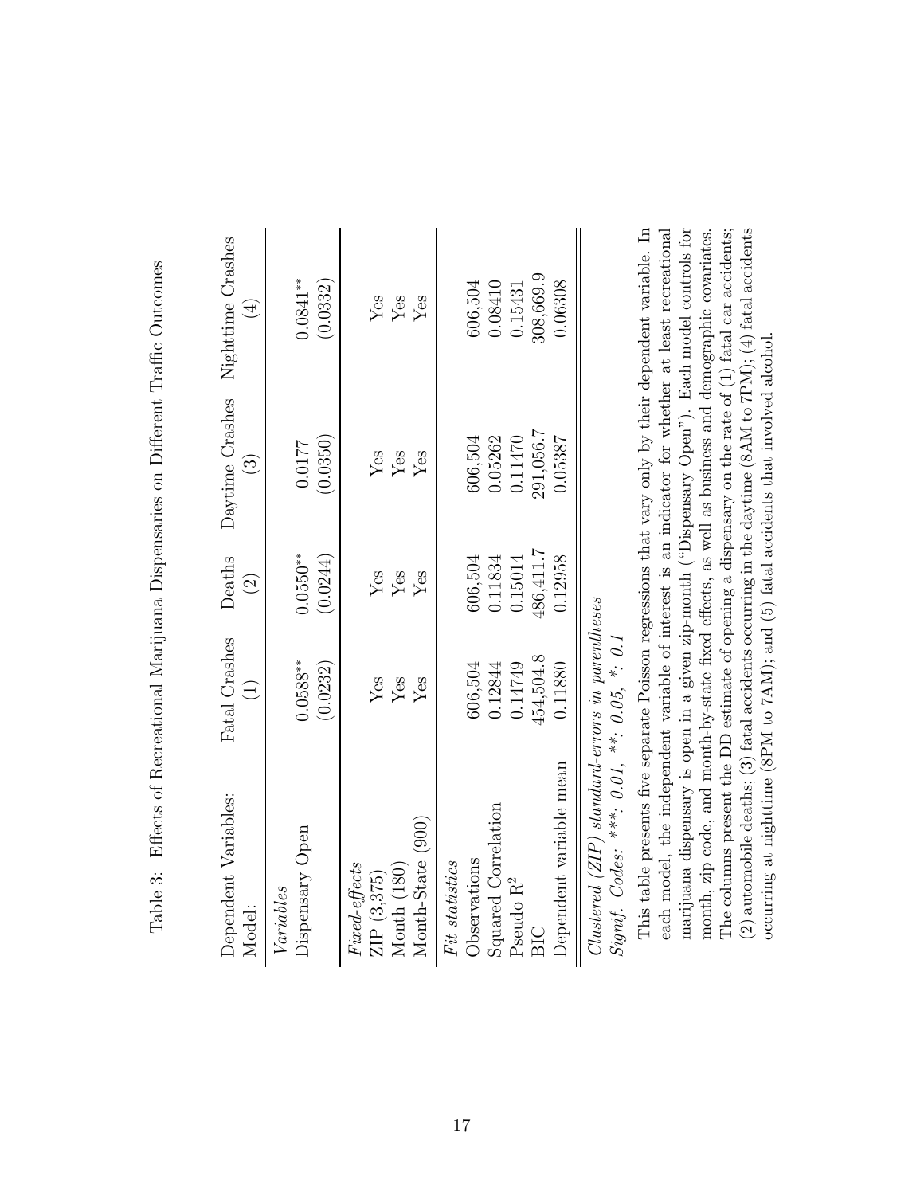Table 3: Effects of Recreational Marijuana Dispensaries on Different Traffic Outcomes

| Dependent Variables: | Fatal Crashes | Deaths | Daytime Crashes | Nighttime Crashes |
|---|---|---|---|---|
| Model: | (1) | (2) | (3) | (4) |
| *Variables* | | | | |
| Dispensary Open | 0.0588** | 0.0550** | 0.0177 | 0.0841** |
| | (0.0232) | (0.0244) | (0.0350) | (0.0332) |
| *Fixed-effects* | | | | |
| ZIP (3,375) | Yes | Yes | Yes | Yes |
| Month (180) | Yes | Yes | Yes | Yes |
| Month-State (900) | Yes | Yes | Yes | Yes |
| *Fit statistics* | | | | |
| Observations | 606,504 | 606,504 | 606,504 | 606,504 |
| Squared Correlation | 0.12844 | 0.11834 | 0.05262 | 0.08410 |
| Pseudo $R^2$ | 0.14749 | 0.15014 | 0.11470 | 0.15431 |
| BIC | 454,504.8 | 486,411.7 | 291,056.7 | 308,669.9 |
| Dependent variable mean | 0.11880 | 0.12958 | 0.05387 | 0.06308 |

*Clustered (ZIP) standard-errors in parentheses*
*Signif. Codes: \*\*\*: 0.01, \*\*: 0.05, \*: 0.1*

This table presents five separate Poisson regressions that vary only by their dependent variable. In each model, the independent variable of interest is an indicator for whether at least recreational marijuana dispensary is open in a given zip-month ("Dispensary Open"). Each model controls for month, zip code, and month-by-state fixed effects, as well as business and demographic covariates. The columns present the DD estimate of opening a dispensary on the rate of (1) fatal car accidents; (2) automobile deaths; (3) fatal accidents occurring in the daytime (8AM to 7PM); (4) fatal accidents occurring at nighttime (8PM to 7AM); and (5) fatal accidents that involved alcohol.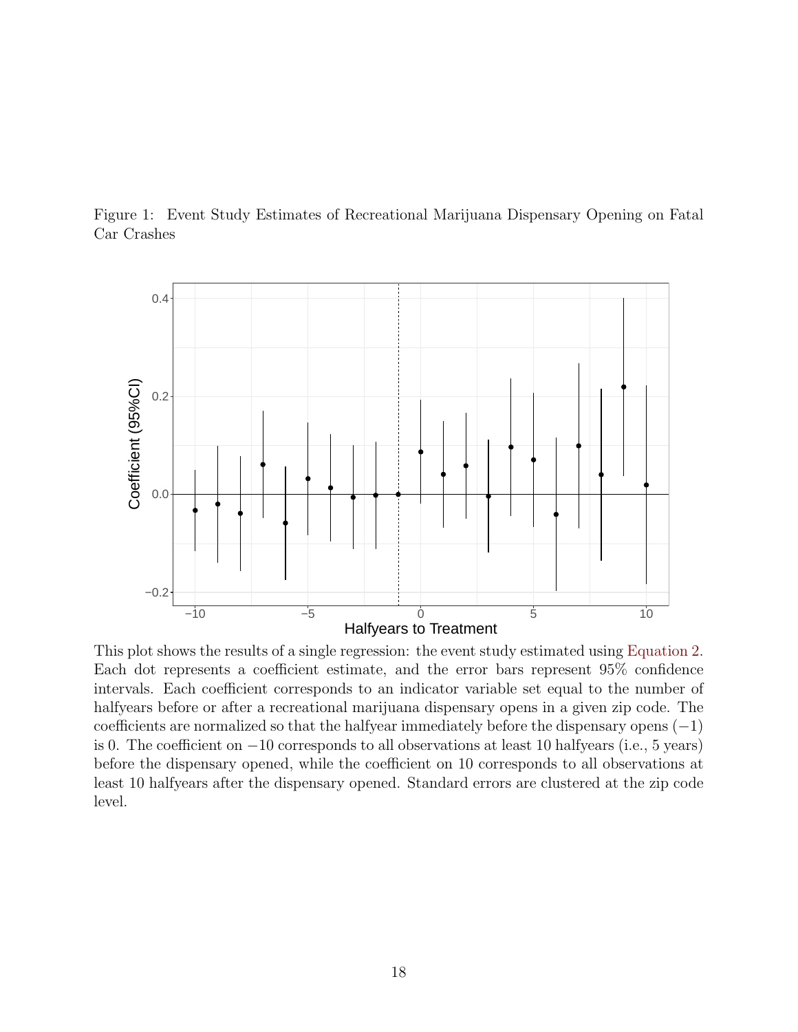Figure 1: Event Study Estimates of Recreational Marijuana Dispensary Opening on Fatal Car Crashes

This plot shows the results of a single regression: the event study estimated using Equation 2. Each dot represents a coefficient estimate, and the error bars represent 95% confidence intervals. Each coefficient corresponds to an indicator variable set equal to the number of halfyears before or after a recreational marijuana dispensary opens in a given zip code. The coefficients are normalized so that the halfyear immediately before the dispensary opens ($-1$) is 0. The coefficient on $-10$ corresponds to all observations at least 10 halfyears (i.e., 5 years) before the dispensary opened, while the coefficient on 10 corresponds to all observations at least 10 halfyears after the dispensary opened. Standard errors are clustered at the zip code level.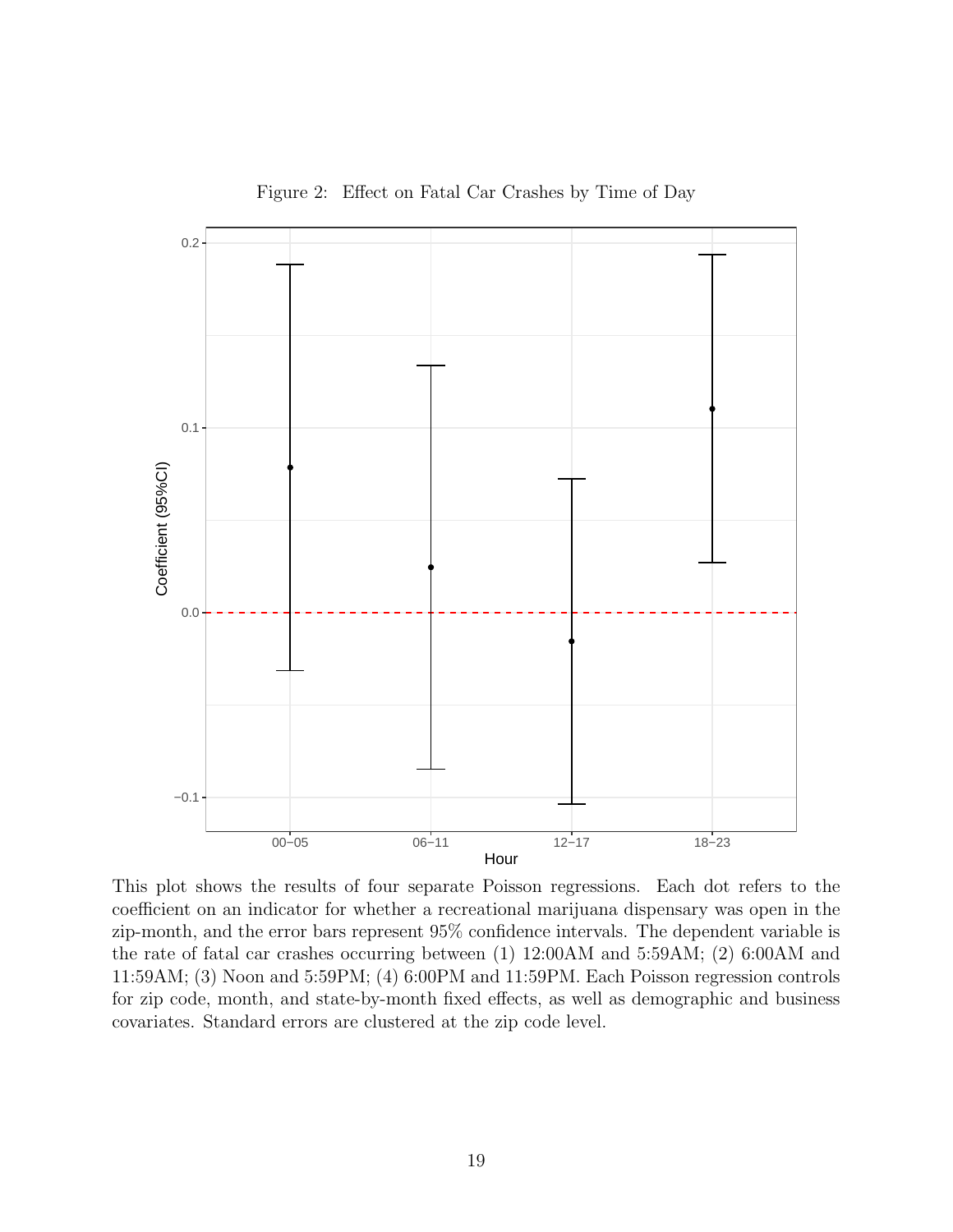Figure 2: Effect on Fatal Car Crashes by Time of Day

This plot shows the results of four separate Poisson regressions. Each dot refers to the coefficient on an indicator for whether a recreational marijuana dispensary was open in the zip-month, and the error bars represent 95% confidence intervals. The dependent variable is the rate of fatal car crashes occurring between (1) 12:00AM and 5:59AM; (2) 6:00AM and 11:59AM; (3) Noon and 5:59PM; (4) 6:00PM and 11:59PM. Each Poisson regression controls for zip code, month, and state-by-month fixed effects, as well as demographic and business covariates. Standard errors are clustered at the zip code level.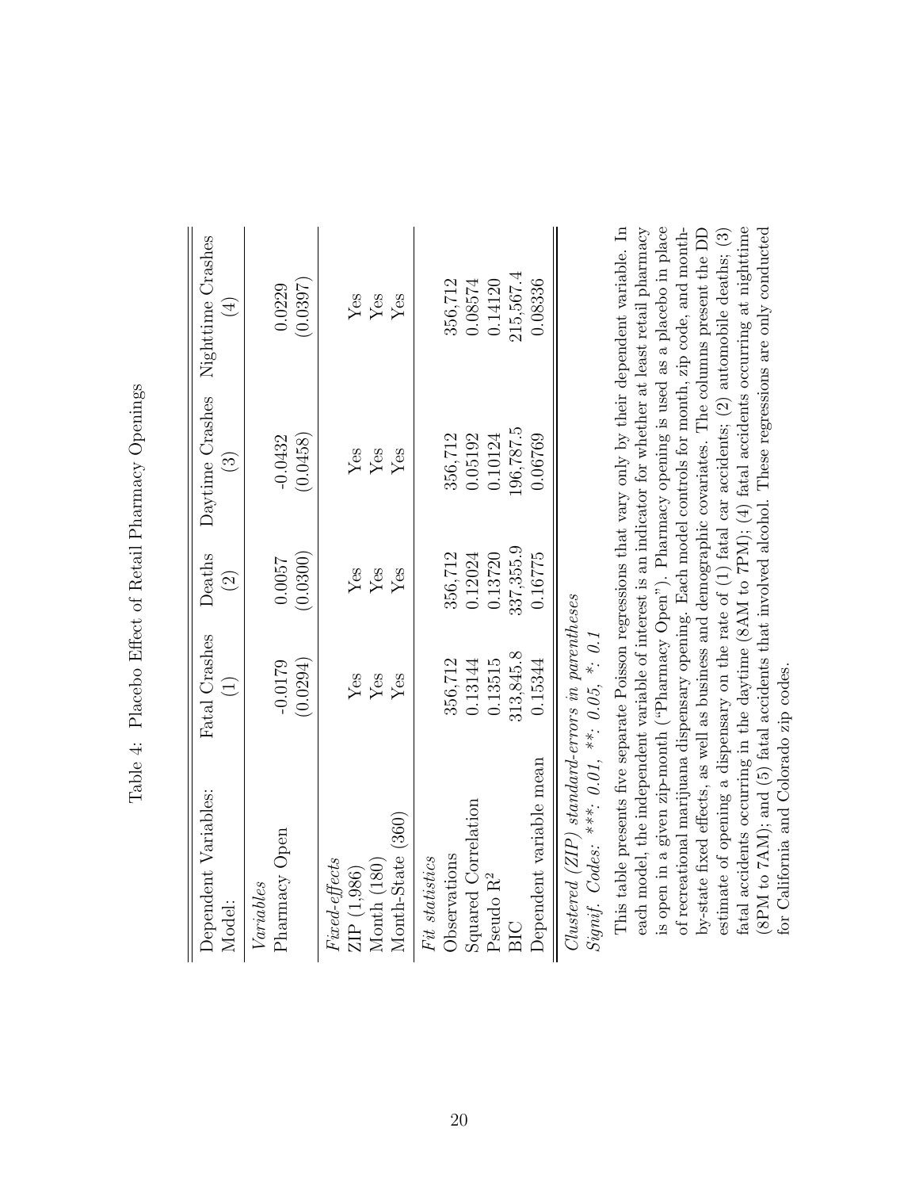Table 4: Placebo Effect of Retail Pharmacy Openings

| Dependent Variables: | Fatal Crashes | Deaths | Daytime Crashes | Nighttime Crashes |
|---|---|---|---|---|
| Model: | (1) | (2) | (3) | (4) |
| *Variables* | | | | |
| Pharmacy Open | -0.0179 | 0.0057 | -0.0432 | 0.0229 |
| | (0.0294) | (0.0300) | (0.0458) | (0.0397) |
| *Fixed-effects* | | | | |
| ZIP (1,986) | Yes | Yes | Yes | Yes |
| Month (180) | Yes | Yes | Yes | Yes |
| Month-State (360) | Yes | Yes | Yes | Yes |
| *Fit statistics* | | | | |
| Observations | 356,712 | 356,712 | 356,712 | 356,712 |
| Squared Correlation | 0.13144 | 0.12024 | 0.05192 | 0.08574 |
| Pseudo $R^2$ | 0.13515 | 0.13720 | 0.10124 | 0.14120 |
| BIC | 313,845.8 | 337,355.9 | 196,787.5 | 215,567.4 |
| Dependent variable mean | 0.15344 | 0.16775 | 0.06769 | 0.08336 |

*Clustered (ZIP) standard-errors in parentheses*
*Signif. Codes: \*\*\*: 0.01, \*\*: 0.05, \*: 0.1*

This table presents five separate Poisson regressions that vary only by their dependent variable. In each model, the independent variable of interest is an indicator for whether at least retail pharmacy is open in a given zip-month ("Pharmacy Open"). Pharmacy opening is used as a placebo in place of recreational marijuana dispensary opening. Each model controls for month, zip code, and month-by-state fixed effects, as well as business and demographic covariates. The columns present the DD estimate of opening a dispensary on the rate of (1) fatal car accidents; (2) automobile deaths; (3) fatal accidents occurring in the daytime (8AM to 7PM); (4) fatal accidents occurring at nighttime (8PM to 7AM); and (5) fatal accidents that involved alcohol. These regressions are only conducted for California and Colorado zip codes.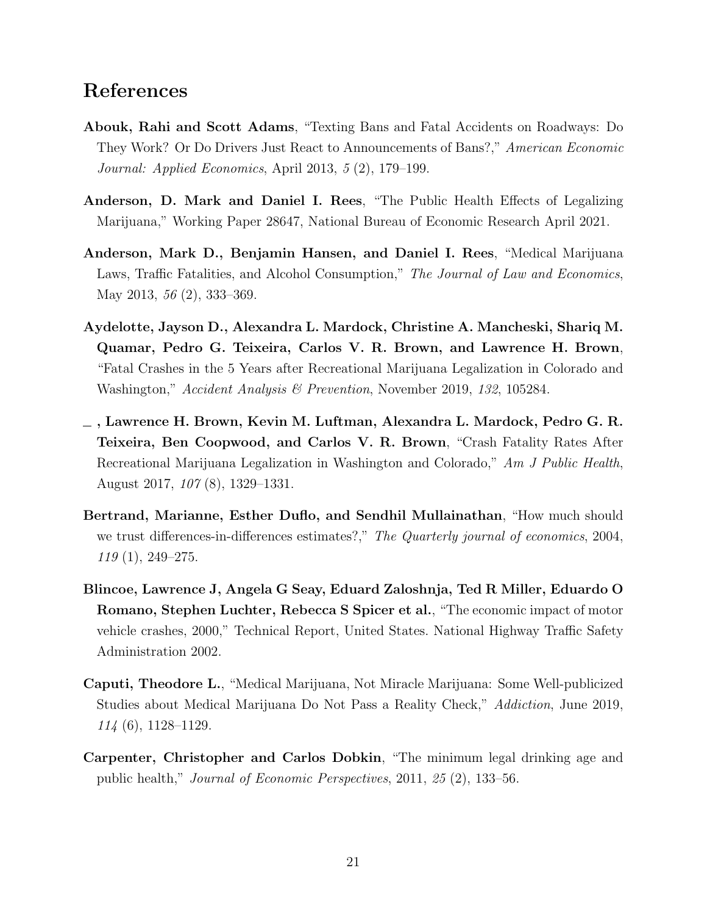## References

**Abouk, Rahi and Scott Adams**, "Texting Bans and Fatal Accidents on Roadways: Do They Work? Or Do Drivers Just React to Announcements of Bans?," *American Economic Journal: Applied Economics*, April 2013, *5* (2), 179–199.

**Anderson, D. Mark and Daniel I. Rees**, "The Public Health Effects of Legalizing Marijuana," Working Paper 28647, National Bureau of Economic Research April 2021.

**Anderson, Mark D., Benjamin Hansen, and Daniel I. Rees**, "Medical Marijuana Laws, Traffic Fatalities, and Alcohol Consumption," *The Journal of Law and Economics*, May 2013, *56* (2), 333–369.

**Aydelotte, Jayson D., Alexandra L. Mardock, Christine A. Mancheski, Shariq M. Quamar, Pedro G. Teixeira, Carlos V. R. Brown, and Lawrence H. Brown**, "Fatal Crashes in the 5 Years after Recreational Marijuana Legalization in Colorado and Washington," *Accident Analysis & Prevention*, November 2019, *132*, 105284.

**\_ , Lawrence H. Brown, Kevin M. Luftman, Alexandra L. Mardock, Pedro G. R. Teixeira, Ben Coopwood, and Carlos V. R. Brown**, "Crash Fatality Rates After Recreational Marijuana Legalization in Washington and Colorado," *Am J Public Health*, August 2017, *107* (8), 1329–1331.

**Bertrand, Marianne, Esther Duflo, and Sendhil Mullainathan**, "How much should we trust differences-in-differences estimates?," *The Quarterly journal of economics*, 2004, *119* (1), 249–275.

**Blincoe, Lawrence J, Angela G Seay, Eduard Zaloshnja, Ted R Miller, Eduardo O Romano, Stephen Luchter, Rebecca S Spicer et al.**, "The economic impact of motor vehicle crashes, 2000," Technical Report, United States. National Highway Traffic Safety Administration 2002.

**Caputi, Theodore L.**, "Medical Marijuana, Not Miracle Marijuana: Some Well-publicized Studies about Medical Marijuana Do Not Pass a Reality Check," *Addiction*, June 2019, *114* (6), 1128–1129.

**Carpenter, Christopher and Carlos Dobkin**, "The minimum legal drinking age and public health," *Journal of Economic Perspectives*, 2011, *25* (2), 133–56.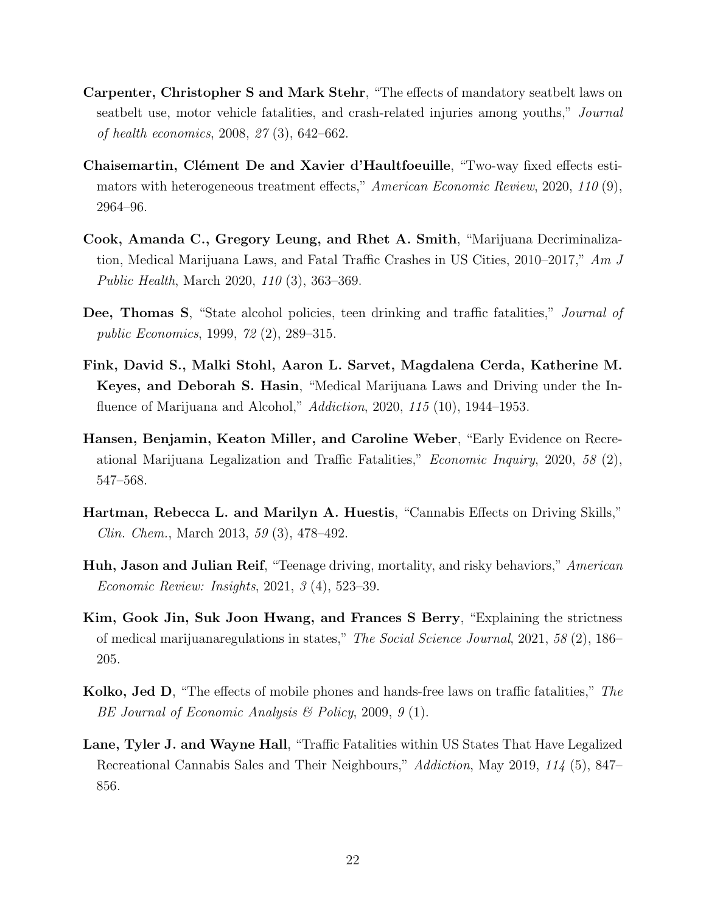**Carpenter, Christopher S and Mark Stehr**, "The effects of mandatory seatbelt laws on seatbelt use, motor vehicle fatalities, and crash-related injuries among youths," *Journal of health economics*, 2008, *27* (3), 642–662.

**Chaisemartin, Clément De and Xavier d'Haultfoeuille**, "Two-way fixed effects estimators with heterogeneous treatment effects," *American Economic Review*, 2020, *110* (9), 2964–96.

**Cook, Amanda C., Gregory Leung, and Rhet A. Smith**, "Marijuana Decriminalization, Medical Marijuana Laws, and Fatal Traffic Crashes in US Cities, 2010–2017," *Am J Public Health*, March 2020, *110* (3), 363–369.

**Dee, Thomas S**, "State alcohol policies, teen drinking and traffic fatalities," *Journal of public Economics*, 1999, *72* (2), 289–315.

**Fink, David S., Malki Stohl, Aaron L. Sarvet, Magdalena Cerda, Katherine M. Keyes, and Deborah S. Hasin**, "Medical Marijuana Laws and Driving under the Influence of Marijuana and Alcohol," *Addiction*, 2020, *115* (10), 1944–1953.

**Hansen, Benjamin, Keaton Miller, and Caroline Weber**, "Early Evidence on Recreational Marijuana Legalization and Traffic Fatalities," *Economic Inquiry*, 2020, *58* (2), 547–568.

**Hartman, Rebecca L. and Marilyn A. Huestis**, "Cannabis Effects on Driving Skills," *Clin. Chem.*, March 2013, *59* (3), 478–492.

**Huh, Jason and Julian Reif**, "Teenage driving, mortality, and risky behaviors," *American Economic Review: Insights*, 2021, *3* (4), 523–39.

**Kim, Gook Jin, Suk Joon Hwang, and Frances S Berry**, "Explaining the strictness of medical marijuanaregulations in states," *The Social Science Journal*, 2021, *58* (2), 186–205.

**Kolko, Jed D**, "The effects of mobile phones and hands-free laws on traffic fatalities," *The BE Journal of Economic Analysis & Policy*, 2009, *9* (1).

**Lane, Tyler J. and Wayne Hall**, "Traffic Fatalities within US States That Have Legalized Recreational Cannabis Sales and Their Neighbours," *Addiction*, May 2019, *114* (5), 847–856.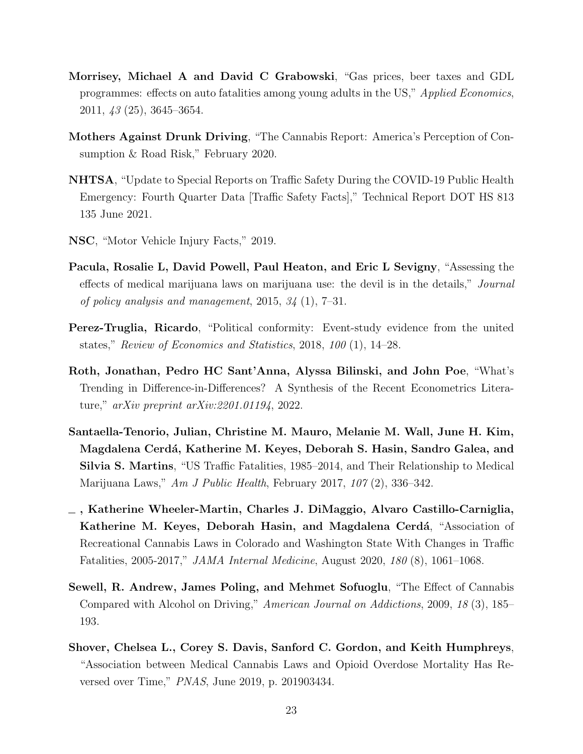**Morrisey, Michael A and David C Grabowski**, "Gas prices, beer taxes and GDL programmes: effects on auto fatalities among young adults in the US," *Applied Economics*, 2011, *43* (25), 3645–3654.

**Mothers Against Drunk Driving**, "The Cannabis Report: America's Perception of Consumption & Road Risk," February 2020.

**NHTSA**, "Update to Special Reports on Traffic Safety During the COVID-19 Public Health Emergency: Fourth Quarter Data [Traffic Safety Facts]," Technical Report DOT HS 813 135 June 2021.

**NSC**, "Motor Vehicle Injury Facts," 2019.

**Pacula, Rosalie L, David Powell, Paul Heaton, and Eric L Sevigny**, "Assessing the effects of medical marijuana laws on marijuana use: the devil is in the details," *Journal of policy analysis and management*, 2015, *34* (1), 7–31.

**Perez-Truglia, Ricardo**, "Political conformity: Event-study evidence from the united states," *Review of Economics and Statistics*, 2018, *100* (1), 14–28.

**Roth, Jonathan, Pedro HC Sant'Anna, Alyssa Bilinski, and John Poe**, "What's Trending in Difference-in-Differences? A Synthesis of the Recent Econometrics Literature," *arXiv preprint arXiv:2201.01194*, 2022.

**Santaella-Tenorio, Julian, Christine M. Mauro, Melanie M. Wall, June H. Kim, Magdalena Cerdá, Katherine M. Keyes, Deborah S. Hasin, Sandro Galea, and Silvia S. Martins**, "US Traffic Fatalities, 1985–2014, and Their Relationship to Medical Marijuana Laws," *Am J Public Health*, February 2017, *107* (2), 336–342.

**_ , Katherine Wheeler-Martin, Charles J. DiMaggio, Alvaro Castillo-Carniglia, Katherine M. Keyes, Deborah Hasin, and Magdalena Cerdá**, "Association of Recreational Cannabis Laws in Colorado and Washington State With Changes in Traffic Fatalities, 2005-2017," *JAMA Internal Medicine*, August 2020, *180* (8), 1061–1068.

**Sewell, R. Andrew, James Poling, and Mehmet Sofuoglu**, "The Effect of Cannabis Compared with Alcohol on Driving," *American Journal on Addictions*, 2009, *18* (3), 185–193.

**Shover, Chelsea L., Corey S. Davis, Sanford C. Gordon, and Keith Humphreys**, "Association between Medical Cannabis Laws and Opioid Overdose Mortality Has Reversed over Time," *PNAS*, June 2019, p. 201903434.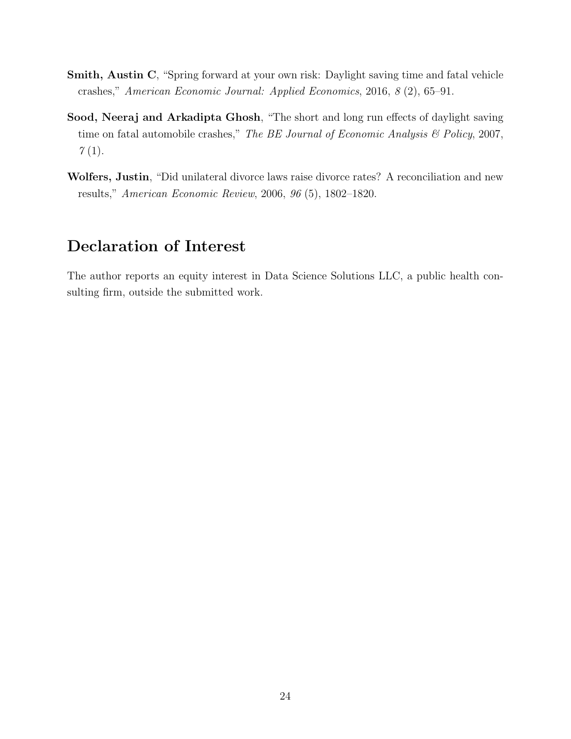**Smith, Austin C**, "Spring forward at your own risk: Daylight saving time and fatal vehicle crashes," *American Economic Journal: Applied Economics*, 2016, *8* (2), 65–91.

**Sood, Neeraj and Arkadipta Ghosh**, "The short and long run effects of daylight saving time on fatal automobile crashes," *The BE Journal of Economic Analysis & Policy*, 2007, *7* (1).

**Wolfers, Justin**, "Did unilateral divorce laws raise divorce rates? A reconciliation and new results," *American Economic Review*, 2006, *96* (5), 1802–1820.

# Declaration of Interest

The author reports an equity interest in Data Science Solutions LLC, a public health consulting firm, outside the submitted work.